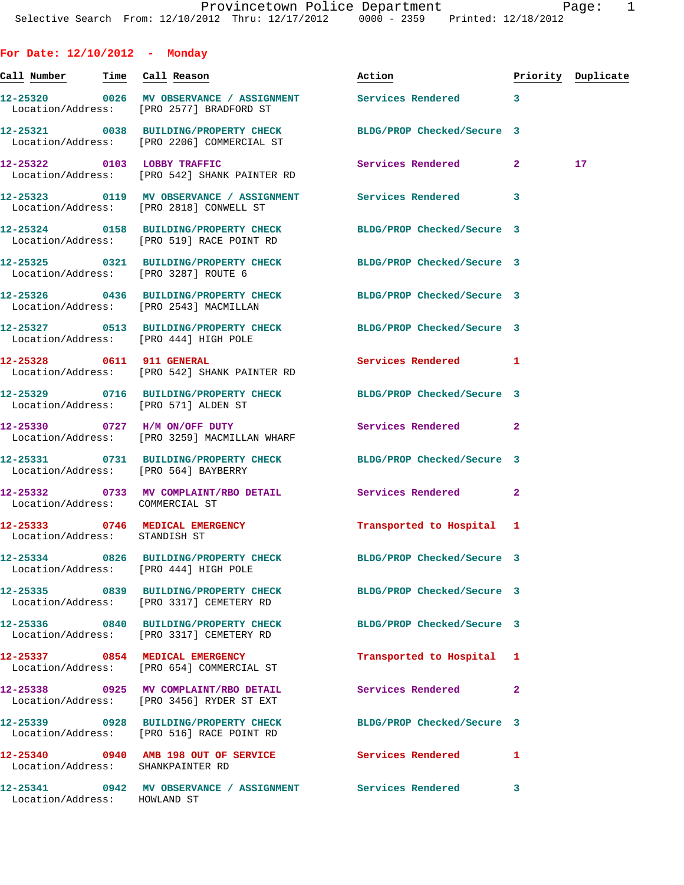Provincetown Police Department
Selective Search From: 12/10/2012 Thru: 12/17/2012 0000 - 2359 Printed: 12/18/2012

## For Date: 12/10/2012 - Monday

| Call Number | Time | Call Reason | Action | Priority | Duplicate |
|---|---|---|---|---|---|
| 12-25320 | 0026 | MV OBSERVANCE / ASSIGNMENT | Services Rendered | 3 | |
| Location/Address: | | [PRO 2577] BRADFORD ST | | | |
| 12-25321 | 0038 | BUILDING/PROPERTY CHECK | BLDG/PROP Checked/Secure | 3 | |
| Location/Address: | | [PRO 2206] COMMERCIAL ST | | | |
| 12-25322 | 0103 | LOBBY TRAFFIC | Services Rendered | 2 | 17 |
| Location/Address: | | [PRO 542] SHANK PAINTER RD | | | |
| 12-25323 | 0119 | MV OBSERVANCE / ASSIGNMENT | Services Rendered | 3 | |
| Location/Address: | | [PRO 2818] CONWELL ST | | | |
| 12-25324 | 0158 | BUILDING/PROPERTY CHECK | BLDG/PROP Checked/Secure | 3 | |
| Location/Address: | | [PRO 519] RACE POINT RD | | | |
| 12-25325 | 0321 | BUILDING/PROPERTY CHECK | BLDG/PROP Checked/Secure | 3 | |
| Location/Address: | | [PRO 3287] ROUTE 6 | | | |
| 12-25326 | 0436 | BUILDING/PROPERTY CHECK | BLDG/PROP Checked/Secure | 3 | |
| Location/Address: | | [PRO 2543] MACMILLAN | | | |
| 12-25327 | 0513 | BUILDING/PROPERTY CHECK | BLDG/PROP Checked/Secure | 3 | |
| Location/Address: | | [PRO 444] HIGH POLE | | | |
| 12-25328 | 0611 | 911 GENERAL | Services Rendered | 1 | |
| Location/Address: | | [PRO 542] SHANK PAINTER RD | | | |
| 12-25329 | 0716 | BUILDING/PROPERTY CHECK | BLDG/PROP Checked/Secure | 3 | |
| Location/Address: | | [PRO 571] ALDEN ST | | | |
| 12-25330 | 0727 | H/M ON/OFF DUTY | Services Rendered | 2 | |
| Location/Address: | | [PRO 3259] MACMILLAN WHARF | | | |
| 12-25331 | 0731 | BUILDING/PROPERTY CHECK | BLDG/PROP Checked/Secure | 3 | |
| Location/Address: | | [PRO 564] BAYBERRY | | | |
| 12-25332 | 0733 | MV COMPLAINT/RBO DETAIL | Services Rendered | 2 | |
| Location/Address: | | COMMERCIAL ST | | | |
| 12-25333 | 0746 | MEDICAL EMERGENCY | Transported to Hospital | 1 | |
| Location/Address: | | STANDISH ST | | | |
| 12-25334 | 0826 | BUILDING/PROPERTY CHECK | BLDG/PROP Checked/Secure | 3 | |
| Location/Address: | | [PRO 444] HIGH POLE | | | |
| 12-25335 | 0839 | BUILDING/PROPERTY CHECK | BLDG/PROP Checked/Secure | 3 | |
| Location/Address: | | [PRO 3317] CEMETERY RD | | | |
| 12-25336 | 0840 | BUILDING/PROPERTY CHECK | BLDG/PROP Checked/Secure | 3 | |
| Location/Address: | | [PRO 3317] CEMETERY RD | | | |
| 12-25337 | 0854 | MEDICAL EMERGENCY | Transported to Hospital | 1 | |
| Location/Address: | | [PRO 654] COMMERCIAL ST | | | |
| 12-25338 | 0925 | MV COMPLAINT/RBO DETAIL | Services Rendered | 2 | |
| Location/Address: | | [PRO 3456] RYDER ST EXT | | | |
| 12-25339 | 0928 | BUILDING/PROPERTY CHECK | BLDG/PROP Checked/Secure | 3 | |
| Location/Address: | | [PRO 516] RACE POINT RD | | | |
| 12-25340 | 0940 | AMB 198 OUT OF SERVICE | Services Rendered | 1 | |
| Location/Address: | | SHANKPAINTER RD | | | |
| 12-25341 | 0942 | MV OBSERVANCE / ASSIGNMENT | Services Rendered | 3 | |
| Location/Address: | | HOWLAND ST | | | |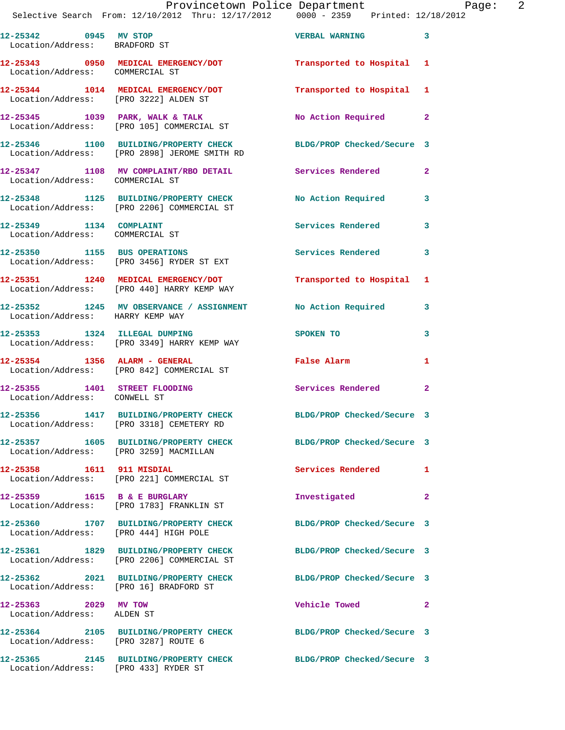12-25342 0945 MV STOP VERBAL WARNING 3
Location/Address: BRADFORD ST

12-25343 0950 MEDICAL EMERGENCY/DOT Transported to Hospital 1
Location/Address: COMMERCIAL ST

12-25344 1014 MEDICAL EMERGENCY/DOT Transported to Hospital 1
Location/Address: [PRO 3222] ALDEN ST

12-25345 1039 PARK, WALK & TALK No Action Required 2
Location/Address: [PRO 105] COMMERCIAL ST

12-25346 1100 BUILDING/PROPERTY CHECK BLDG/PROP Checked/Secure 3
Location/Address: [PRO 2898] JEROME SMITH RD

12-25347 1108 MV COMPLAINT/RBO DETAIL Services Rendered 2
Location/Address: COMMERCIAL ST

12-25348 1125 BUILDING/PROPERTY CHECK No Action Required 3
Location/Address: [PRO 2206] COMMERCIAL ST

12-25349 1134 COMPLAINT Services Rendered 3
Location/Address: COMMERCIAL ST

12-25350 1155 BUS OPERATIONS Services Rendered 3
Location/Address: [PRO 3456] RYDER ST EXT

12-25351 1240 MEDICAL EMERGENCY/DOT Transported to Hospital 1
Location/Address: [PRO 440] HARRY KEMP WAY

12-25352 1245 MV OBSERVANCE / ASSIGNMENT No Action Required 3
Location/Address: HARRY KEMP WAY

12-25353 1324 ILLEGAL DUMPING SPOKEN TO 3
Location/Address: [PRO 3349] HARRY KEMP WAY

12-25354 1356 ALARM - GENERAL False Alarm 1
Location/Address: [PRO 842] COMMERCIAL ST

12-25355 1401 STREET FLOODING Services Rendered 2
Location/Address: CONWELL ST

12-25356 1417 BUILDING/PROPERTY CHECK BLDG/PROP Checked/Secure 3
Location/Address: [PRO 3318] CEMETERY RD

12-25357 1605 BUILDING/PROPERTY CHECK BLDG/PROP Checked/Secure 3
Location/Address: [PRO 3259] MACMILLAN

12-25358 1611 911 MISDIAL Services Rendered 1
Location/Address: [PRO 221] COMMERCIAL ST

12-25359 1615 B & E BURGLARY Investigated 2
Location/Address: [PRO 1783] FRANKLIN ST

12-25360 1707 BUILDING/PROPERTY CHECK BLDG/PROP Checked/Secure 3
Location/Address: [PRO 444] HIGH POLE

12-25361 1829 BUILDING/PROPERTY CHECK BLDG/PROP Checked/Secure 3
Location/Address: [PRO 2206] COMMERCIAL ST

12-25362 2021 BUILDING/PROPERTY CHECK BLDG/PROP Checked/Secure 3
Location/Address: [PRO 16] BRADFORD ST

12-25363 2029 MV TOW Vehicle Towed 2
Location/Address: ALDEN ST

12-25364 2105 BUILDING/PROPERTY CHECK BLDG/PROP Checked/Secure 3
Location/Address: [PRO 3287] ROUTE 6

12-25365 2145 BUILDING/PROPERTY CHECK BLDG/PROP Checked/Secure 3
Location/Address: [PRO 433] RYDER ST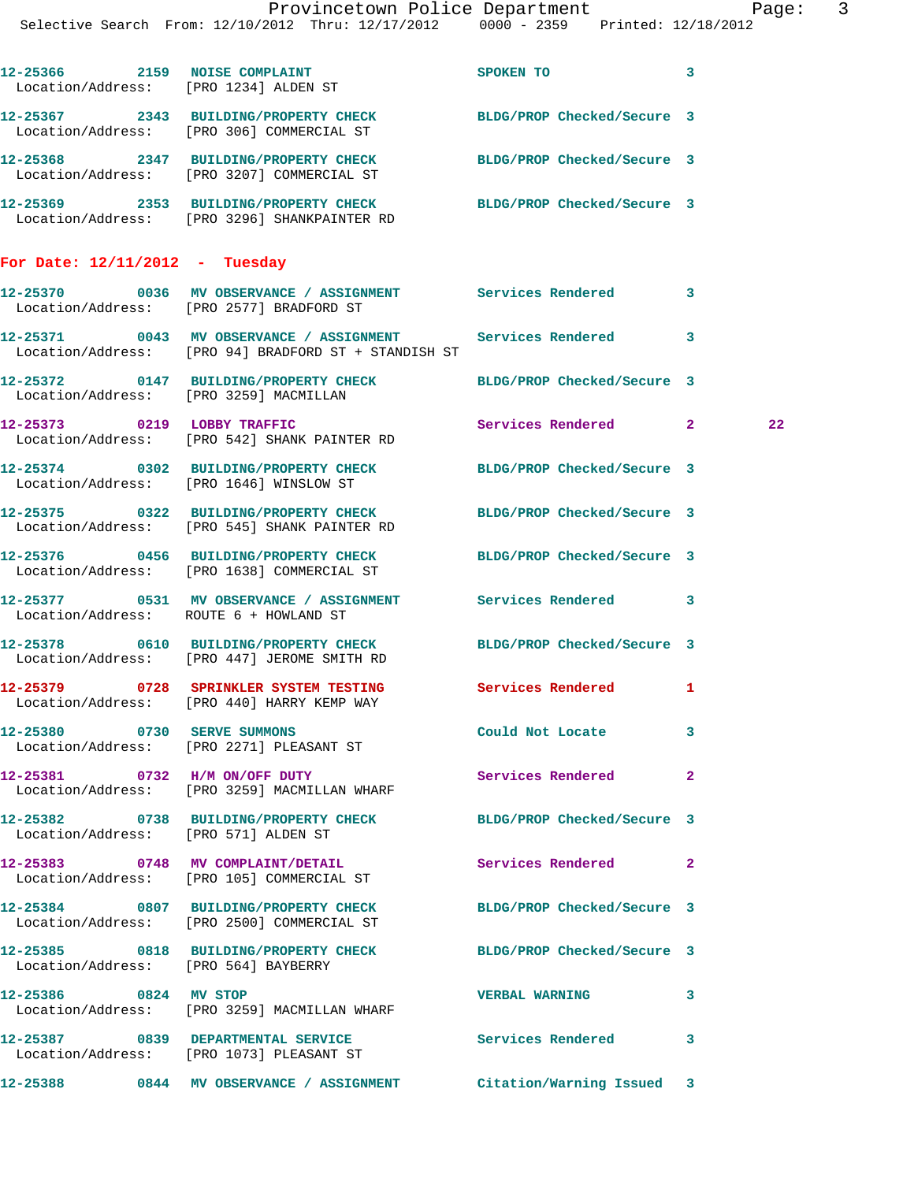12-25366 2159 NOISE COMPLAINT SPOKEN TO 3
Location/Address: [PRO 1234] ALDEN ST

12-25367 2343 BUILDING/PROPERTY CHECK BLDG/PROP Checked/Secure 3
Location/Address: [PRO 306] COMMERCIAL ST

12-25368 2347 BUILDING/PROPERTY CHECK BLDG/PROP Checked/Secure 3
Location/Address: [PRO 3207] COMMERCIAL ST

12-25369 2353 BUILDING/PROPERTY CHECK BLDG/PROP Checked/Secure 3
Location/Address: [PRO 3296] SHANKPAINTER RD

**For Date: 12/11/2012 - Tuesday**

12-25370 0036 MV OBSERVATION / ASSIGNMENT Services Rendered 3
Location/Address: [PRO 2577] BRADFORD ST

12-25371 0043 MV OBSERVATION / ASSIGNMENT Services Rendered 3
Location/Address: [PRO 94] BRADFORD ST + STANDISH ST

12-25372 0147 BUILDING/PROPERTY CHECK BLDG/PROP Checked/Secure 3
Location/Address: [PRO 3259] MACMILLAN

12-25373 0219 LOBBY TRAFFIC Services Rendered 2 22
Location/Address: [PRO 542] SHANK PAINTER RD

12-25374 0302 BUILDING/PROPERTY CHECK BLDG/PROP Checked/Secure 3
Location/Address: [PRO 1646] WINSLOW ST

12-25375 0322 BUILDING/PROPERTY CHECK BLDG/PROP Checked/Secure 3
Location/Address: [PRO 545] SHANK PAINTER RD

12-25376 0456 BUILDING/PROPERTY CHECK BLDG/PROP Checked/Secure 3
Location/Address: [PRO 1638] COMMERCIAL ST

12-25377 0531 MV OBSERVATION / ASSIGNMENT Services Rendered 3
Location/Address: ROUTE 6 + HOWLAND ST

12-25378 0610 BUILDING/PROPERTY CHECK BLDG/PROP Checked/Secure 3
Location/Address: [PRO 447] JEROME SMITH RD

12-25379 0728 SPRINKLER SYSTEM TESTING Services Rendered 1
Location/Address: [PRO 440] HARRY KEMP WAY

12-25380 0730 SERVE SUMMONS Could Not Locate 3
Location/Address: [PRO 2271] PLEASANT ST

12-25381 0732 H/M ON/OFF DUTY Services Rendered 2
Location/Address: [PRO 3259] MACMILLAN WHARF

12-25382 0738 BUILDING/PROPERTY CHECK BLDG/PROP Checked/Secure 3
Location/Address: [PRO 571] ALDEN ST

12-25383 0748 MV COMPLAINT/DETAIL Services Rendered 2
Location/Address: [PRO 105] COMMERCIAL ST

12-25384 0807 BUILDING/PROPERTY CHECK BLDG/PROP Checked/Secure 3
Location/Address: [PRO 2500] COMMERCIAL ST

12-25385 0818 BUILDING/PROPERTY CHECK BLDG/PROP Checked/Secure 3
Location/Address: [PRO 564] BAYBERRY

12-25386 0824 MV STOP VERBAL WARNING 3
Location/Address: [PRO 3259] MACMILLAN WHARF

12-25387 0839 DEPARTMENTAL SERVICE Services Rendered 3
Location/Address: [PRO 1073] PLEASANT ST

12-25388 0844 MV OBSERVATION / ASSIGNMENT Citation/Warning Issued 3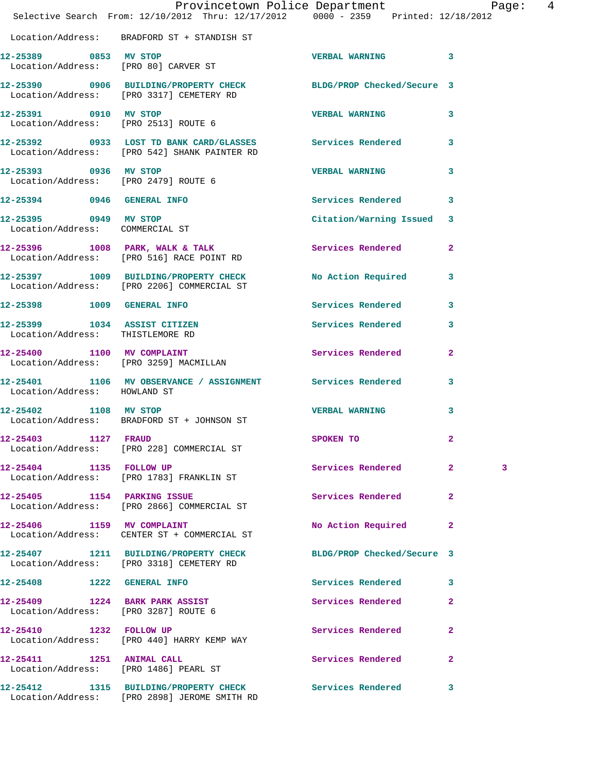Location/Address: BRADFORD ST + STANDISH ST

| Call # | Time | Call Reason | Action | Priority | |
|---|---|---|---|---|---|
| 12-25389 | 0853 | MV STOP | VERBAL WARNING | 3 | |
| | | Location/Address: [PRO 80] CARVER ST | | | |
| 12-25390 | 0906 | BUILDING/PROPERTY CHECK | BLDG/PROP Checked/Secure | 3 | |
| | | Location/Address: [PRO 3317] CEMETERY RD | | | |
| 12-25391 | 0910 | MV STOP | VERBAL WARNING | 3 | |
| | | Location/Address: [PRO 2513] ROUTE 6 | | | |
| 12-25392 | 0933 | LOST TD BANK CARD/GLASSES | Services Rendered | 3 | |
| | | Location/Address: [PRO 542] SHANK PAINTER RD | | | |
| 12-25393 | 0936 | MV STOP | VERBAL WARNING | 3 | |
| | | Location/Address: [PRO 2479] ROUTE 6 | | | |
| 12-25394 | 0946 | GENERAL INFO | Services Rendered | 3 | |
| 12-25395 | 0949 | MV STOP | Citation/Warning Issued | 3 | |
| | | Location/Address: COMMERCIAL ST | | | |
| 12-25396 | 1008 | PARK, WALK & TALK | Services Rendered | 2 | |
| | | Location/Address: [PRO 516] RACE POINT RD | | | |
| 12-25397 | 1009 | BUILDING/PROPERTY CHECK | No Action Required | 3 | |
| | | Location/Address: [PRO 2206] COMMERCIAL ST | | | |
| 12-25398 | 1009 | GENERAL INFO | Services Rendered | 3 | |
| 12-25399 | 1034 | ASSIST CITIZEN | Services Rendered | 3 | |
| | | Location/Address: THISTLEMORE RD | | | |
| 12-25400 | 1100 | MV COMPLAINT | Services Rendered | 2 | |
| | | Location/Address: [PRO 3259] MACMILLAN | | | |
| 12-25401 | 1106 | MV OBSERVANCE / ASSIGNMENT | Services Rendered | 3 | |
| | | Location/Address: HOWLAND ST | | | |
| 12-25402 | 1108 | MV STOP | VERBAL WARNING | 3 | |
| | | Location/Address: BRADFORD ST + JOHNSON ST | | | |
| 12-25403 | 1127 | FRAUD | SPOKEN TO | 2 | |
| | | Location/Address: [PRO 228] COMMERCIAL ST | | | |
| 12-25404 | 1135 | FOLLOW UP | Services Rendered | 2 | 3 |
| | | Location/Address: [PRO 1783] FRANKLIN ST | | | |
| 12-25405 | 1154 | PARKING ISSUE | Services Rendered | 2 | |
| | | Location/Address: [PRO 2866] COMMERCIAL ST | | | |
| 12-25406 | 1159 | MV COMPLAINT | No Action Required | 2 | |
| | | Location/Address: CENTER ST + COMMERCIAL ST | | | |
| 12-25407 | 1211 | BUILDING/PROPERTY CHECK | BLDG/PROP Checked/Secure | 3 | |
| | | Location/Address: [PRO 3318] CEMETERY RD | | | |
| 12-25408 | 1222 | GENERAL INFO | Services Rendered | 3 | |
| 12-25409 | 1224 | BARK PARK ASSIST | Services Rendered | 2 | |
| | | Location/Address: [PRO 3287] ROUTE 6 | | | |
| 12-25410 | 1232 | FOLLOW UP | Services Rendered | 2 | |
| | | Location/Address: [PRO 440] HARRY KEMP WAY | | | |
| 12-25411 | 1251 | ANIMAL CALL | Services Rendered | 2 | |
| | | Location/Address: [PRO 1486] PEARL ST | | | |
| 12-25412 | 1315 | BUILDING/PROPERTY CHECK | Services Rendered | 3 | |
| | | Location/Address: [PRO 2898] JEROME SMITH RD | | | |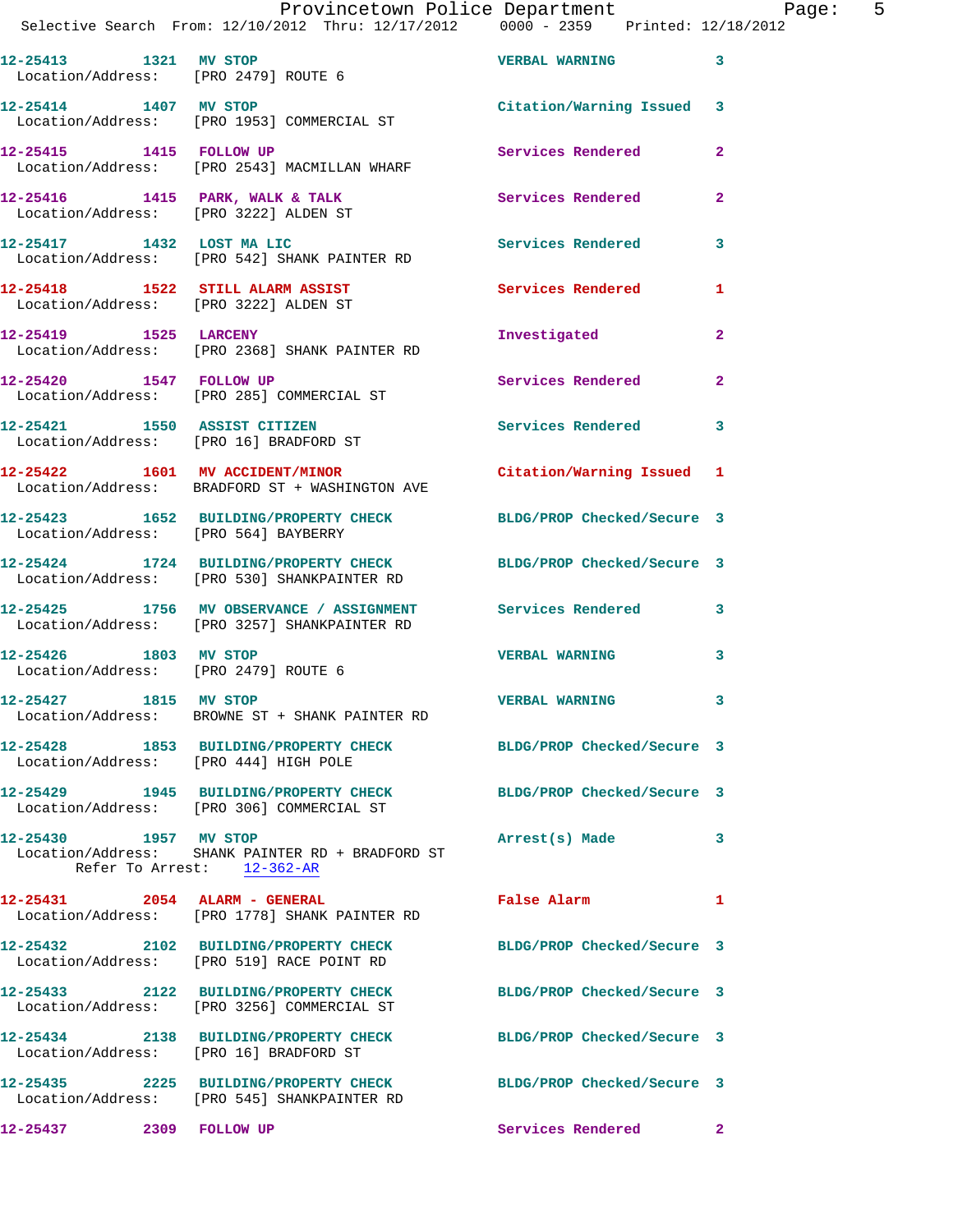12-25413 1321 MV STOP VERBAL WARNING 3
Location/Address: [PRO 2479] ROUTE 6

12-25414 1407 MV STOP Citation/Warning Issued 3
Location/Address: [PRO 1953] COMMERCIAL ST

12-25415 1415 FOLLOW UP Services Rendered 2
Location/Address: [PRO 2543] MACMILLAN WHARF

12-25416 1415 PARK, WALK & TALK Services Rendered 2
Location/Address: [PRO 3222] ALDEN ST

12-25417 1432 LOST MA LIC Services Rendered 3
Location/Address: [PRO 542] SHANK PAINTER RD

12-25418 1522 STILL ALARM ASSIST Services Rendered 1
Location/Address: [PRO 3222] ALDEN ST

12-25419 1525 LARCENY Investigated 2
Location/Address: [PRO 2368] SHANK PAINTER RD

12-25420 1547 FOLLOW UP Services Rendered 2
Location/Address: [PRO 285] COMMERCIAL ST

12-25421 1550 ASSIST CITIZEN Services Rendered 3
Location/Address: [PRO 16] BRADFORD ST

12-25422 1601 MV ACCIDENT/MINOR Citation/Warning Issued 1
Location/Address: BRADFORD ST + WASHINGTON AVE

12-25423 1652 BUILDING/PROPERTY CHECK BLDG/PROP Checked/Secure 3
Location/Address: [PRO 564] BAYBERRY

12-25424 1724 BUILDING/PROPERTY CHECK BLDG/PROP Checked/Secure 3
Location/Address: [PRO 530] SHANKPAINTER RD

12-25425 1756 MV OBSERVANCE / ASSIGNMENT Services Rendered 3
Location/Address: [PRO 3257] SHANKPAINTER RD

12-25426 1803 MV STOP VERBAL WARNING 3
Location/Address: [PRO 2479] ROUTE 6

12-25427 1815 MV STOP VERBAL WARNING 3
Location/Address: BROWNE ST + SHANK PAINTER RD

12-25428 1853 BUILDING/PROPERTY CHECK BLDG/PROP Checked/Secure 3
Location/Address: [PRO 444] HIGH POLE

12-25429 1945 BUILDING/PROPERTY CHECK BLDG/PROP Checked/Secure 3
Location/Address: [PRO 306] COMMERCIAL ST

12-25430 1957 MV STOP Arrest(s) Made 3
Location/Address: SHANK PAINTER RD + BRADFORD ST
Refer To Arrest: 12-362-AR

12-25431 2054 ALARM - GENERAL False Alarm 1
Location/Address: [PRO 1778] SHANK PAINTER RD

12-25432 2102 BUILDING/PROPERTY CHECK BLDG/PROP Checked/Secure 3
Location/Address: [PRO 519] RACE POINT RD

12-25433 2122 BUILDING/PROPERTY CHECK BLDG/PROP Checked/Secure 3
Location/Address: [PRO 3256] COMMERCIAL ST

12-25434 2138 BUILDING/PROPERTY CHECK BLDG/PROP Checked/Secure 3
Location/Address: [PRO 16] BRADFORD ST

12-25435 2225 BUILDING/PROPERTY CHECK BLDG/PROP Checked/Secure 3
Location/Address: [PRO 545] SHANKPAINTER RD

12-25437 2309 FOLLOW UP Services Rendered 2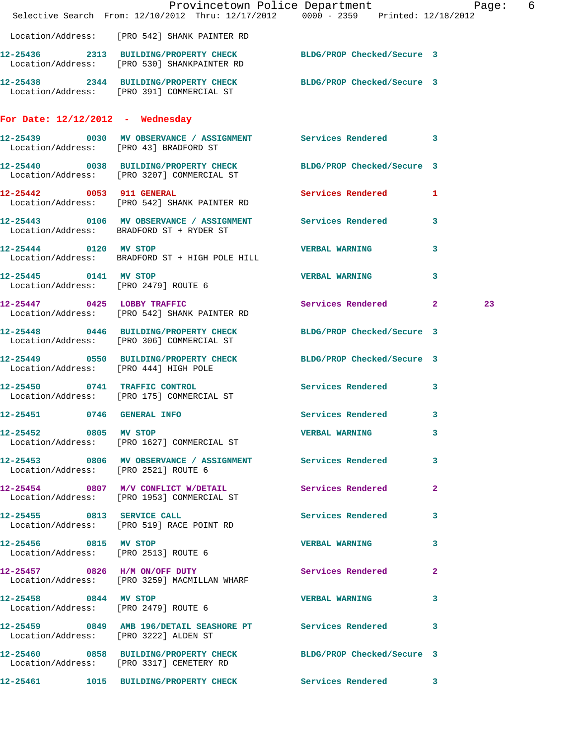Location/Address: [PRO 542] SHANK PAINTER RD

12-25436 2313 BUILDING/PROPERTY CHECK BLDG/PROP Checked/Secure 3
Location/Address: [PRO 530] SHANKPAINTER RD

12-25438 2344 BUILDING/PROPERTY CHECK BLDG/PROP Checked/Secure 3
Location/Address: [PRO 391] COMMERCIAL ST

**For Date: 12/12/2012 - Wednesday**

12-25439 0030 MV OBSERVANCE / ASSIGNMENT Services Rendered 3
Location/Address: [PRO 43] BRADFORD ST

12-25440 0038 BUILDING/PROPERTY CHECK BLDG/PROP Checked/Secure 3
Location/Address: [PRO 3207] COMMERCIAL ST

12-25442 0053 911 GENERAL Services Rendered 1
Location/Address: [PRO 542] SHANK PAINTER RD

12-25443 0106 MV OBSERVANCE / ASSIGNMENT Services Rendered 3
Location/Address: BRADFORD ST + RYDER ST

12-25444 0120 MV STOP VERBAL WARNING 3
Location/Address: BRADFORD ST + HIGH POLE HILL

12-25445 0141 MV STOP VERBAL WARNING 3
Location/Address: [PRO 2479] ROUTE 6

12-25447 0425 LOBBY TRAFFIC Services Rendered 2 23
Location/Address: [PRO 542] SHANK PAINTER RD

12-25448 0446 BUILDING/PROPERTY CHECK BLDG/PROP Checked/Secure 3
Location/Address: [PRO 306] COMMERCIAL ST

12-25449 0550 BUILDING/PROPERTY CHECK BLDG/PROP Checked/Secure 3
Location/Address: [PRO 444] HIGH POLE

12-25450 0741 TRAFFIC CONTROL Services Rendered 3
Location/Address: [PRO 175] COMMERCIAL ST

12-25451 0746 GENERAL INFO Services Rendered 3

12-25452 0805 MV STOP VERBAL WARNING 3
Location/Address: [PRO 1627] COMMERCIAL ST

12-25453 0806 MV OBSERVANCE / ASSIGNMENT Services Rendered 3
Location/Address: [PRO 2521] ROUTE 6

12-25454 0807 M/V CONFLICT W/DETAIL Services Rendered 2
Location/Address: [PRO 1953] COMMERCIAL ST

12-25455 0813 SERVICE CALL Services Rendered 3
Location/Address: [PRO 519] RACE POINT RD

12-25456 0815 MV STOP VERBAL WARNING 3
Location/Address: [PRO 2513] ROUTE 6

12-25457 0826 H/M ON/OFF DUTY Services Rendered 2
Location/Address: [PRO 3259] MACMILLAN WHARF

12-25458 0844 MV STOP VERBAL WARNING 3
Location/Address: [PRO 2479] ROUTE 6

12-25459 0849 AMB 196/DETAIL SEASHORE PT Services Rendered 3
Location/Address: [PRO 3222] ALDEN ST

12-25460 0858 BUILDING/PROPERTY CHECK BLDG/PROP Checked/Secure 3
Location/Address: [PRO 3317] CEMETERY RD

12-25461 1015 BUILDING/PROPERTY CHECK Services Rendered 3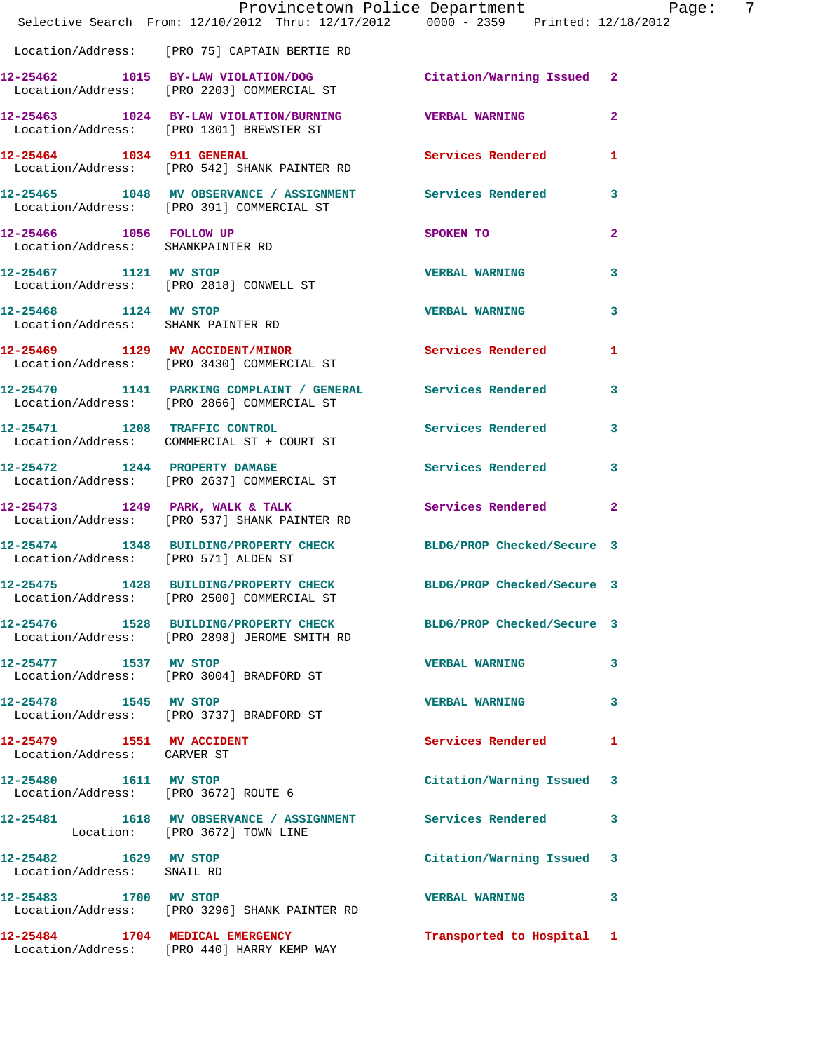Location/Address: [PRO 75] CAPTAIN BERTIE RD

| Call # | Time | Call Reason | Action | Priority |
|---|---|---|---|---|
| 12-25462 | 1015 | BY-LAW VIOLATION/DOG | Citation/Warning Issued | 2 |
| Location/Address: [PRO 2203] COMMERCIAL ST | | | | |
| 12-25463 | 1024 | BY-LAW VIOLATION/BURNING | VERBAL WARNING | 2 |
| Location/Address: [PRO 1301] BREWSTER ST | | | | |
| 12-25464 | 1034 | 911 GENERAL | Services Rendered | 1 |
| Location/Address: [PRO 542] SHANK PAINTER RD | | | | |
| 12-25465 | 1048 | MV OBSERVANCE / ASSIGNMENT | Services Rendered | 3 |
| Location/Address: [PRO 391] COMMERCIAL ST | | | | |
| 12-25466 | 1056 | FOLLOW UP | SPOKEN TO | 2 |
| Location/Address: SHANKPAINTER RD | | | | |
| 12-25467 | 1121 | MV STOP | VERBAL WARNING | 3 |
| Location/Address: [PRO 2818] CONWELL ST | | | | |
| 12-25468 | 1124 | MV STOP | VERBAL WARNING | 3 |
| Location/Address: SHANK PAINTER RD | | | | |
| 12-25469 | 1129 | MV ACCIDENT/MINOR | Services Rendered | 1 |
| Location/Address: [PRO 3430] COMMERCIAL ST | | | | |
| 12-25470 | 1141 | PARKING COMPLAINT / GENERAL | Services Rendered | 3 |
| Location/Address: [PRO 2866] COMMERCIAL ST | | | | |
| 12-25471 | 1208 | TRAFFIC CONTROL | Services Rendered | 3 |
| Location/Address: COMMERCIAL ST + COURT ST | | | | |
| 12-25472 | 1244 | PROPERTY DAMAGE | Services Rendered | 3 |
| Location/Address: [PRO 2637] COMMERCIAL ST | | | | |
| 12-25473 | 1249 | PARK, WALK & TALK | Services Rendered | 2 |
| Location/Address: [PRO 537] SHANK PAINTER RD | | | | |
| 12-25474 | 1348 | BUILDING/PROPERTY CHECK | BLDG/PROP Checked/Secure | 3 |
| Location/Address: [PRO 571] ALDEN ST | | | | |
| 12-25475 | 1428 | BUILDING/PROPERTY CHECK | BLDG/PROP Checked/Secure | 3 |
| Location/Address: [PRO 2500] COMMERCIAL ST | | | | |
| 12-25476 | 1528 | BUILDING/PROPERTY CHECK | BLDG/PROP Checked/Secure | 3 |
| Location/Address: [PRO 2898] JEROME SMITH RD | | | | |
| 12-25477 | 1537 | MV STOP | VERBAL WARNING | 3 |
| Location/Address: [PRO 3004] BRADFORD ST | | | | |
| 12-25478 | 1545 | MV STOP | VERBAL WARNING | 3 |
| Location/Address: [PRO 3737] BRADFORD ST | | | | |
| 12-25479 | 1551 | MV ACCIDENT | Services Rendered | 1 |
| Location/Address: CARVER ST | | | | |
| 12-25480 | 1611 | MV STOP | Citation/Warning Issued | 3 |
| Location/Address: [PRO 3672] ROUTE 6 | | | | |
| 12-25481 | 1618 | MV OBSERVANCE / ASSIGNMENT | Services Rendered | 3 |
| Location: [PRO 3672] TOWN LINE | | | | |
| 12-25482 | 1629 | MV STOP | Citation/Warning Issued | 3 |
| Location/Address: SNAIL RD | | | | |
| 12-25483 | 1700 | MV STOP | VERBAL WARNING | 3 |
| Location/Address: [PRO 3296] SHANK PAINTER RD | | | | |
| 12-25484 | 1704 | MEDICAL EMERGENCY | Transported to Hospital | 1 |
| Location/Address: [PRO 440] HARRY KEMP WAY | | | | |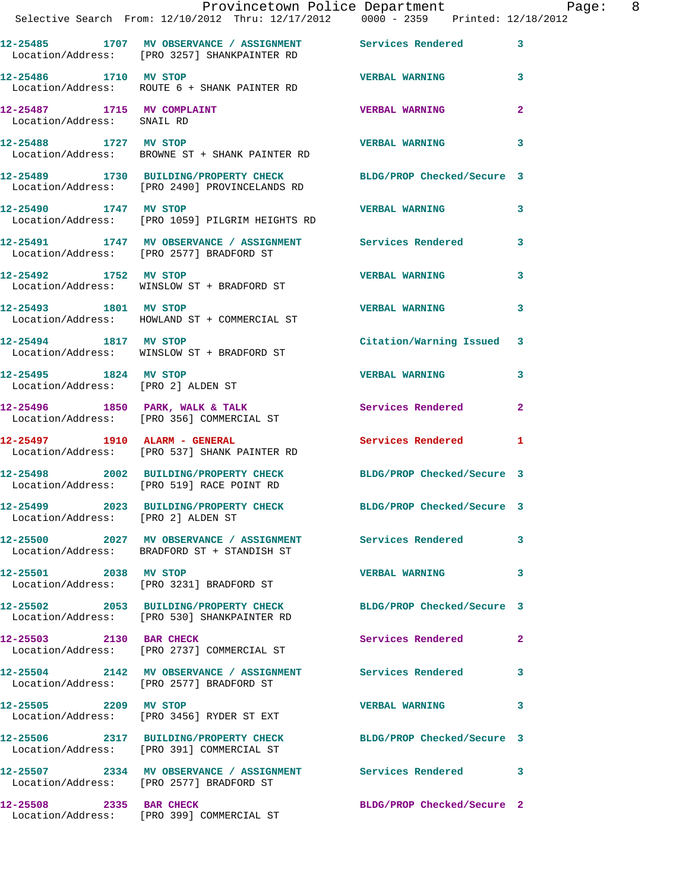12-25485 1707 MV OBSERVANCE / ASSIGNMENT Services Rendered 3
Location/Address: [PRO 3257] SHANKPAINTER RD

12-25486 1710 MV STOP VERBAL WARNING 3
Location/Address: ROUTE 6 + SHANK PAINTER RD

12-25487 1715 MV COMPLAINT VERBAL WARNING 2
Location/Address: SNAIL RD

12-25488 1727 MV STOP VERBAL WARNING 3
Location/Address: BROWNE ST + SHANK PAINTER RD

12-25489 1730 BUILDING/PROPERTY CHECK BLDG/PROP Checked/Secure 3
Location/Address: [PRO 2490] PROVINCELANDS RD

12-25490 1747 MV STOP VERBAL WARNING 3
Location/Address: [PRO 1059] PILGRIM HEIGHTS RD

12-25491 1747 MV OBSERVANCE / ASSIGNMENT Services Rendered 3
Location/Address: [PRO 2577] BRADFORD ST

12-25492 1752 MV STOP VERBAL WARNING 3
Location/Address: WINSLOW ST + BRADFORD ST

12-25493 1801 MV STOP VERBAL WARNING 3
Location/Address: HOWLAND ST + COMMERCIAL ST

12-25494 1817 MV STOP Citation/Warning Issued 3
Location/Address: WINSLOW ST + BRADFORD ST

12-25495 1824 MV STOP VERBAL WARNING 3
Location/Address: [PRO 2] ALDEN ST

12-25496 1850 PARK, WALK & TALK Services Rendered 2
Location/Address: [PRO 356] COMMERCIAL ST

12-25497 1910 ALARM - GENERAL Services Rendered 1
Location/Address: [PRO 537] SHANK PAINTER RD

12-25498 2002 BUILDING/PROPERTY CHECK BLDG/PROP Checked/Secure 3
Location/Address: [PRO 519] RACE POINT RD

12-25499 2023 BUILDING/PROPERTY CHECK BLDG/PROP Checked/Secure 3
Location/Address: [PRO 2] ALDEN ST

12-25500 2027 MV OBSERVANCE / ASSIGNMENT Services Rendered 3
Location/Address: BRADFORD ST + STANDISH ST

12-25501 2038 MV STOP VERBAL WARNING 3
Location/Address: [PRO 3231] BRADFORD ST

12-25502 2053 BUILDING/PROPERTY CHECK BLDG/PROP Checked/Secure 3
Location/Address: [PRO 530] SHANKPAINTER RD

12-25503 2130 BAR CHECK Services Rendered 2
Location/Address: [PRO 2737] COMMERCIAL ST

12-25504 2142 MV OBSERVANCE / ASSIGNMENT Services Rendered 3
Location/Address: [PRO 2577] BRADFORD ST

12-25505 2209 MV STOP VERBAL WARNING 3
Location/Address: [PRO 3456] RYDER ST EXT

12-25506 2317 BUILDING/PROPERTY CHECK BLDG/PROP Checked/Secure 3
Location/Address: [PRO 391] COMMERCIAL ST

12-25507 2334 MV OBSERVANCE / ASSIGNMENT Services Rendered 3
Location/Address: [PRO 2577] BRADFORD ST

12-25508 2335 BAR CHECK BLDG/PROP Checked/Secure 2
Location/Address: [PRO 399] COMMERCIAL ST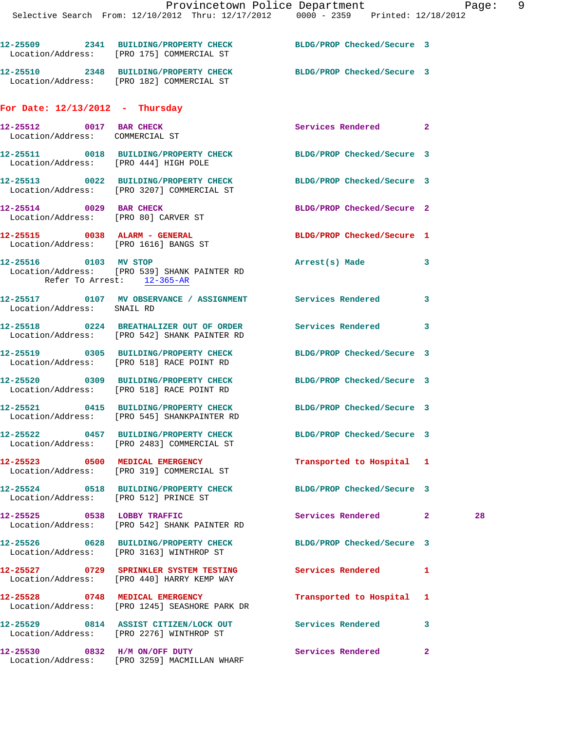12-25509 2341 BUILDING/PROPERTY CHECK BLDG/PROP Checked/Secure 3
Location/Address: [PRO 175] COMMERCIAL ST

12-25510 2348 BUILDING/PROPERTY CHECK BLDG/PROP Checked/Secure 3
Location/Address: [PRO 182] COMMERCIAL ST

**For Date: 12/13/2012 - Thursday**

12-25512 0017 BAR CHECK Services Rendered 2
Location/Address: COMMERCIAL ST

12-25511 0018 BUILDING/PROPERTY CHECK BLDG/PROP Checked/Secure 3
Location/Address: [PRO 444] HIGH POLE

12-25513 0022 BUILDING/PROPERTY CHECK BLDG/PROP Checked/Secure 3
Location/Address: [PRO 3207] COMMERCIAL ST

12-25514 0029 BAR CHECK BLDG/PROP Checked/Secure 2
Location/Address: [PRO 80] CARVER ST

12-25515 0038 ALARM - GENERAL BLDG/PROP Checked/Secure 1
Location/Address: [PRO 1616] BANGS ST

12-25516 0103 MV STOP Arrest(s) Made 3
Location/Address: [PRO 539] SHANK PAINTER RD
Refer To Arrest: 12-365-AR

12-25517 0107 MV OBSERVANCE / ASSIGNMENT Services Rendered 3
Location/Address: SNAIL RD

12-25518 0224 BREATHALIZER OUT OF ORDER Services Rendered 3
Location/Address: [PRO 542] SHANK PAINTER RD

12-25519 0305 BUILDING/PROPERTY CHECK BLDG/PROP Checked/Secure 3
Location/Address: [PRO 518] RACE POINT RD

12-25520 0309 BUILDING/PROPERTY CHECK BLDG/PROP Checked/Secure 3
Location/Address: [PRO 518] RACE POINT RD

12-25521 0415 BUILDING/PROPERTY CHECK BLDG/PROP Checked/Secure 3
Location/Address: [PRO 545] SHANKPAINTER RD

12-25522 0457 BUILDING/PROPERTY CHECK BLDG/PROP Checked/Secure 3
Location/Address: [PRO 2483] COMMERCIAL ST

12-25523 0500 MEDICAL EMERGENCY Transported to Hospital 1
Location/Address: [PRO 319] COMMERCIAL ST

12-25524 0518 BUILDING/PROPERTY CHECK BLDG/PROP Checked/Secure 3
Location/Address: [PRO 512] PRINCE ST

12-25525 0538 LOBBY TRAFFIC Services Rendered 2 28
Location/Address: [PRO 542] SHANK PAINTER RD

12-25526 0628 BUILDING/PROPERTY CHECK BLDG/PROP Checked/Secure 3
Location/Address: [PRO 3163] WINTHROP ST

12-25527 0729 SPRINKLER SYSTEM TESTING Services Rendered 1
Location/Address: [PRO 440] HARRY KEMP WAY

12-25528 0748 MEDICAL EMERGENCY Transported to Hospital 1
Location/Address: [PRO 1245] SEASHORE PARK DR

12-25529 0814 ASSIST CITIZEN/LOCK OUT Services Rendered 3
Location/Address: [PRO 2276] WINTHROP ST

12-25530 0832 H/M ON/OFF DUTY Services Rendered 2
Location/Address: [PRO 3259] MACMILLAN WHARF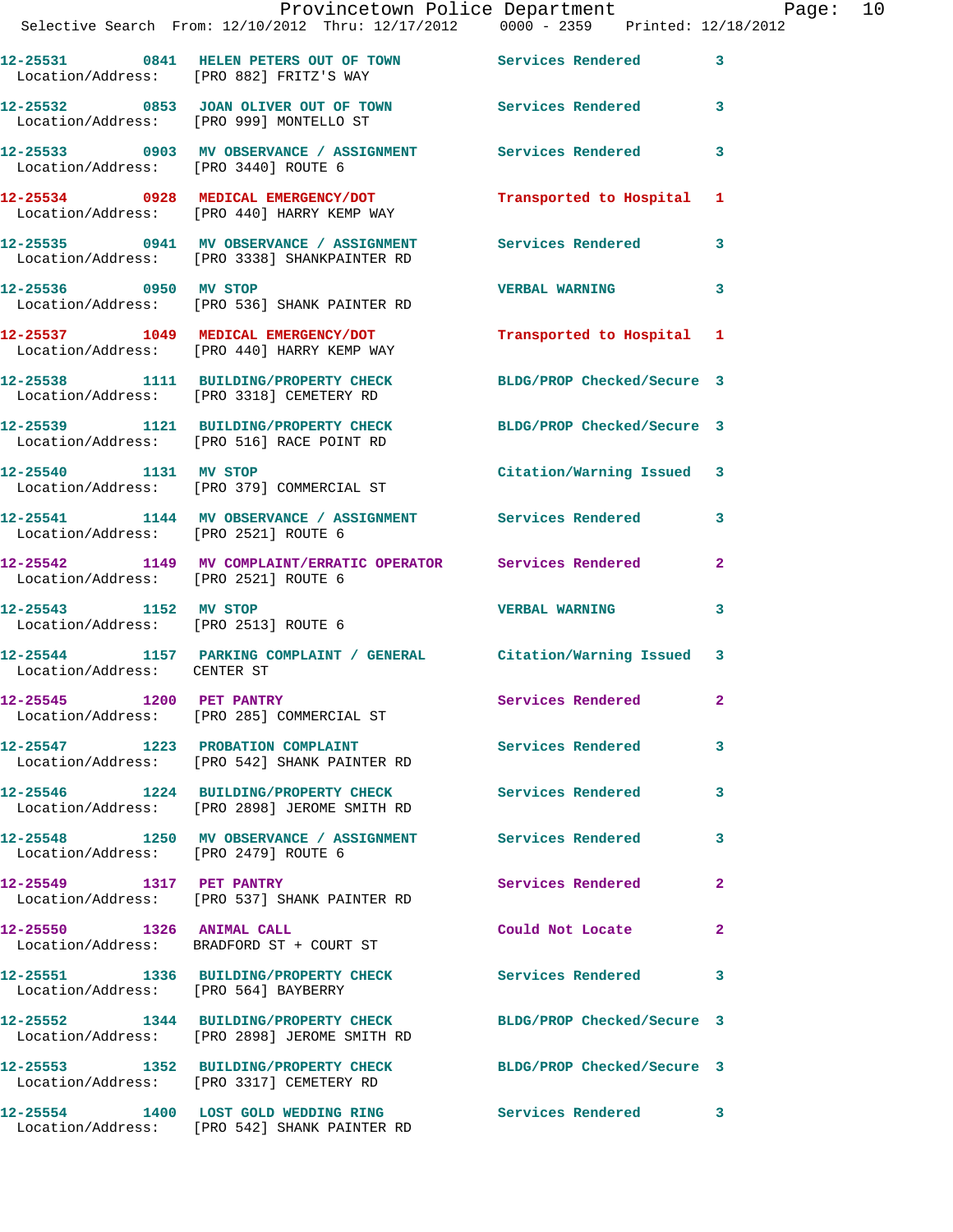| Call Number | Time | Call Reason | Action | Priority |
|---|---|---|---|---|
| 12-25531 | 0841 | HELEN PETERS OUT OF TOWN | Services Rendered | 3 |
| Location/Address: | | [PRO 882] FRITZ'S WAY | | |
| 12-25532 | 0853 | JOAN OLIVER OUT OF TOWN | Services Rendered | 3 |
| Location/Address: | | [PRO 999] MONTELLO ST | | |
| 12-25533 | 0903 | MV OBSERVANCE / ASSIGNMENT | Services Rendered | 3 |
| Location/Address: | | [PRO 3440] ROUTE 6 | | |
| 12-25534 | 0928 | MEDICAL EMERGENCY/DOT | Transported to Hospital | 1 |
| Location/Address: | | [PRO 440] HARRY KEMP WAY | | |
| 12-25535 | 0941 | MV OBSERVANCE / ASSIGNMENT | Services Rendered | 3 |
| Location/Address: | | [PRO 3338] SHANKPAINTER RD | | |
| 12-25536 | 0950 | MV STOP | VERBAL WARNING | 3 |
| Location/Address: | | [PRO 536] SHANK PAINTER RD | | |
| 12-25537 | 1049 | MEDICAL EMERGENCY/DOT | Transported to Hospital | 1 |
| Location/Address: | | [PRO 440] HARRY KEMP WAY | | |
| 12-25538 | 1111 | BUILDING/PROPERTY CHECK | BLDG/PROP Checked/Secure | 3 |
| Location/Address: | | [PRO 3318] CEMETERY RD | | |
| 12-25539 | 1121 | BUILDING/PROPERTY CHECK | BLDG/PROP Checked/Secure | 3 |
| Location/Address: | | [PRO 516] RACE POINT RD | | |
| 12-25540 | 1131 | MV STOP | Citation/Warning Issued | 3 |
| Location/Address: | | [PRO 379] COMMERCIAL ST | | |
| 12-25541 | 1144 | MV OBSERVANCE / ASSIGNMENT | Services Rendered | 3 |
| Location/Address: | | [PRO 2521] ROUTE 6 | | |
| 12-25542 | 1149 | MV COMPLAINT/ERRATIC OPERATOR | Services Rendered | 2 |
| Location/Address: | | [PRO 2521] ROUTE 6 | | |
| 12-25543 | 1152 | MV STOP | VERBAL WARNING | 3 |
| Location/Address: | | [PRO 2513] ROUTE 6 | | |
| 12-25544 | 1157 | PARKING COMPLAINT / GENERAL | Citation/Warning Issued | 3 |
| Location/Address: | | CENTER ST | | |
| 12-25545 | 1200 | PET PANTRY | Services Rendered | 2 |
| Location/Address: | | [PRO 285] COMMERCIAL ST | | |
| 12-25547 | 1223 | PROBATION COMPLAINT | Services Rendered | 3 |
| Location/Address: | | [PRO 542] SHANK PAINTER RD | | |
| 12-25546 | 1224 | BUILDING/PROPERTY CHECK | Services Rendered | 3 |
| Location/Address: | | [PRO 2898] JEROME SMITH RD | | |
| 12-25548 | 1250 | MV OBSERVANCE / ASSIGNMENT | Services Rendered | 3 |
| Location/Address: | | [PRO 2479] ROUTE 6 | | |
| 12-25549 | 1317 | PET PANTRY | Services Rendered | 2 |
| Location/Address: | | [PRO 537] SHANK PAINTER RD | | |
| 12-25550 | 1326 | ANIMAL CALL | Could Not Locate | 2 |
| Location/Address: | | BRADFORD ST + COURT ST | | |
| 12-25551 | 1336 | BUILDING/PROPERTY CHECK | Services Rendered | 3 |
| Location/Address: | | [PRO 564] BAYBERRY | | |
| 12-25552 | 1344 | BUILDING/PROPERTY CHECK | BLDG/PROP Checked/Secure | 3 |
| Location/Address: | | [PRO 2898] JEROME SMITH RD | | |
| 12-25553 | 1352 | BUILDING/PROPERTY CHECK | BLDG/PROP Checked/Secure | 3 |
| Location/Address: | | [PRO 3317] CEMETERY RD | | |
| 12-25554 | 1400 | LOST GOLD WEDDING RING | Services Rendered | 3 |
| Location/Address: | | [PRO 542] SHANK PAINTER RD | | |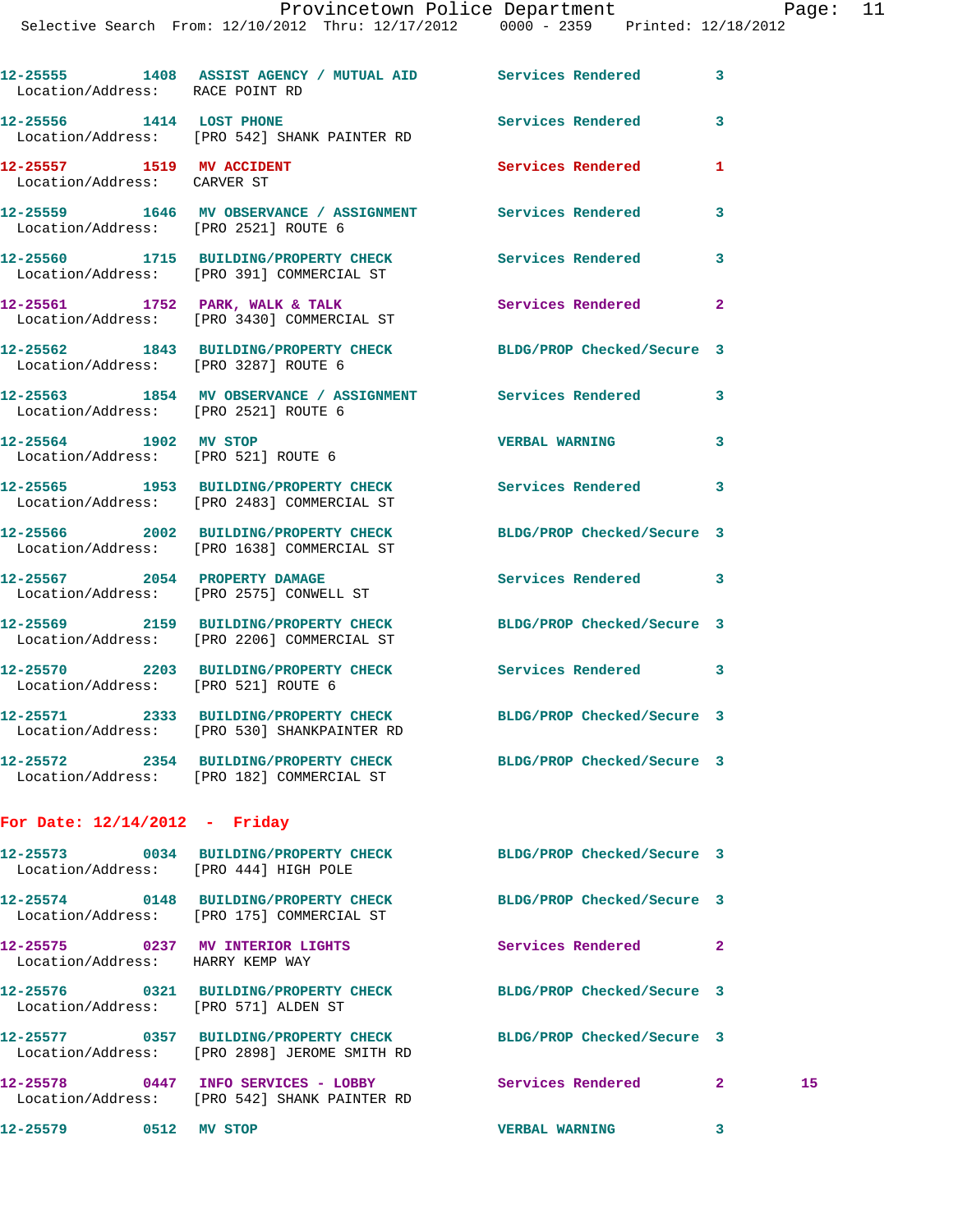12-25555 1408 ASSIST AGENCY / MUTUAL AID Services Rendered 3
Location/Address: RACE POINT RD

12-25556 1414 LOST PHONE Services Rendered 3
Location/Address: [PRO 542] SHANK PAINTER RD

12-25557 1519 MV ACCIDENT Services Rendered 1
Location/Address: CARVER ST

12-25559 1646 MV OBSERVANCE / ASSIGNMENT Services Rendered 3
Location/Address: [PRO 2521] ROUTE 6

12-25560 1715 BUILDING/PROPERTY CHECK Services Rendered 3
Location/Address: [PRO 391] COMMERCIAL ST

12-25561 1752 PARK, WALK & TALK Services Rendered 2
Location/Address: [PRO 3430] COMMERCIAL ST

12-25562 1843 BUILDING/PROPERTY CHECK BLDG/PROP Checked/Secure 3
Location/Address: [PRO 3287] ROUTE 6

12-25563 1854 MV OBSERVANCE / ASSIGNMENT Services Rendered 3
Location/Address: [PRO 2521] ROUTE 6

12-25564 1902 MV STOP VERBAL WARNING 3
Location/Address: [PRO 521] ROUTE 6

12-25565 1953 BUILDING/PROPERTY CHECK Services Rendered 3
Location/Address: [PRO 2483] COMMERCIAL ST

12-25566 2002 BUILDING/PROPERTY CHECK BLDG/PROP Checked/Secure 3
Location/Address: [PRO 1638] COMMERCIAL ST

12-25567 2054 PROPERTY DAMAGE Services Rendered 3
Location/Address: [PRO 2575] CONWELL ST

12-25569 2159 BUILDING/PROPERTY CHECK BLDG/PROP Checked/Secure 3
Location/Address: [PRO 2206] COMMERCIAL ST

12-25570 2203 BUILDING/PROPERTY CHECK Services Rendered 3
Location/Address: [PRO 521] ROUTE 6

12-25571 2333 BUILDING/PROPERTY CHECK BLDG/PROP Checked/Secure 3
Location/Address: [PRO 530] SHANKPAINTER RD

12-25572 2354 BUILDING/PROPERTY CHECK BLDG/PROP Checked/Secure 3
Location/Address: [PRO 182] COMMERCIAL ST

**For Date: 12/14/2012 - Friday**

12-25573 0034 BUILDING/PROPERTY CHECK BLDG/PROP Checked/Secure 3
Location/Address: [PRO 444] HIGH POLE

12-25574 0148 BUILDING/PROPERTY CHECK BLDG/PROP Checked/Secure 3
Location/Address: [PRO 175] COMMERCIAL ST

12-25575 0237 MV INTERIOR LIGHTS Services Rendered 2
Location/Address: HARRY KEMP WAY

12-25576 0321 BUILDING/PROPERTY CHECK BLDG/PROP Checked/Secure 3
Location/Address: [PRO 571] ALDEN ST

12-25577 0357 BUILDING/PROPERTY CHECK BLDG/PROP Checked/Secure 3
Location/Address: [PRO 2898] JEROME SMITH RD

12-25578 0447 INFO SERVICES - LOBBY Services Rendered 2 15
Location/Address: [PRO 542] SHANK PAINTER RD

12-25579 0512 MV STOP VERBAL WARNING 3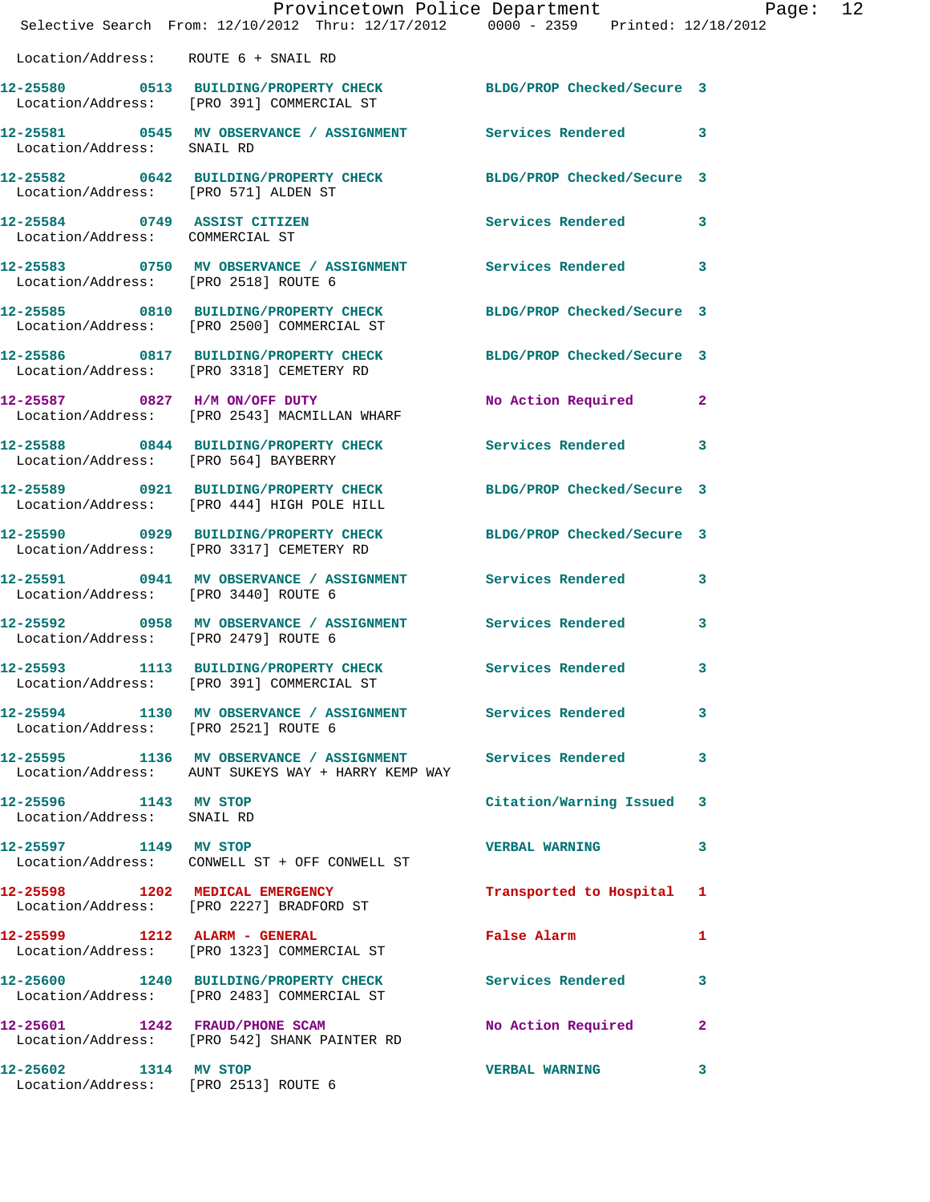Location/Address: ROUTE 6 + SNAIL RD

| Call Number | Time | Call Reason | Action | Priority |
|---|---|---|---|---|
| 12-25580 | 0513 | BUILDING/PROPERTY CHECK | BLDG/PROP Checked/Secure | 3 |
| Location/Address: | | [PRO 391] COMMERCIAL ST | | |
| 12-25581 | 0545 | MV OBSERVANCE / ASSIGNMENT | Services Rendered | 3 |
| Location/Address: | | SNAIL RD | | |
| 12-25582 | 0642 | BUILDING/PROPERTY CHECK | BLDG/PROP Checked/Secure | 3 |
| Location/Address: | | [PRO 571] ALDEN ST | | |
| 12-25584 | 0749 | ASSIST CITIZEN | Services Rendered | 3 |
| Location/Address: | | COMMERCIAL ST | | |
| 12-25583 | 0750 | MV OBSERVANCE / ASSIGNMENT | Services Rendered | 3 |
| Location/Address: | | [PRO 2518] ROUTE 6 | | |
| 12-25585 | 0810 | BUILDING/PROPERTY CHECK | BLDG/PROP Checked/Secure | 3 |
| Location/Address: | | [PRO 2500] COMMERCIAL ST | | |
| 12-25586 | 0817 | BUILDING/PROPERTY CHECK | BLDG/PROP Checked/Secure | 3 |
| Location/Address: | | [PRO 3318] CEMETERY RD | | |
| 12-25587 | 0827 | H/M ON/OFF DUTY | No Action Required | 2 |
| Location/Address: | | [PRO 2543] MACMILLAN WHARF | | |
| 12-25588 | 0844 | BUILDING/PROPERTY CHECK | Services Rendered | 3 |
| Location/Address: | | [PRO 564] BAYBERRY | | |
| 12-25589 | 0921 | BUILDING/PROPERTY CHECK | BLDG/PROP Checked/Secure | 3 |
| Location/Address: | | [PRO 444] HIGH POLE HILL | | |
| 12-25590 | 0929 | BUILDING/PROPERTY CHECK | BLDG/PROP Checked/Secure | 3 |
| Location/Address: | | [PRO 3317] CEMETERY RD | | |
| 12-25591 | 0941 | MV OBSERVANCE / ASSIGNMENT | Services Rendered | 3 |
| Location/Address: | | [PRO 3440] ROUTE 6 | | |
| 12-25592 | 0958 | MV OBSERVANCE / ASSIGNMENT | Services Rendered | 3 |
| Location/Address: | | [PRO 2479] ROUTE 6 | | |
| 12-25593 | 1113 | BUILDING/PROPERTY CHECK | Services Rendered | 3 |
| Location/Address: | | [PRO 391] COMMERCIAL ST | | |
| 12-25594 | 1130 | MV OBSERVANCE / ASSIGNMENT | Services Rendered | 3 |
| Location/Address: | | [PRO 2521] ROUTE 6 | | |
| 12-25595 | 1136 | MV OBSERVANCE / ASSIGNMENT | Services Rendered | 3 |
| Location/Address: | | AUNT SUKEYS WAY + HARRY KEMP WAY | | |
| 12-25596 | 1143 | MV STOP | Citation/Warning Issued | 3 |
| Location/Address: | | SNAIL RD | | |
| 12-25597 | 1149 | MV STOP | VERBAL WARNING | 3 |
| Location/Address: | | CONWELL ST + OFF CONWELL ST | | |
| 12-25598 | 1202 | MEDICAL EMERGENCY | Transported to Hospital | 1 |
| Location/Address: | | [PRO 2227] BRADFORD ST | | |
| 12-25599 | 1212 | ALARM - GENERAL | False Alarm | 1 |
| Location/Address: | | [PRO 1323] COMMERCIAL ST | | |
| 12-25600 | 1240 | BUILDING/PROPERTY CHECK | Services Rendered | 3 |
| Location/Address: | | [PRO 2483] COMMERCIAL ST | | |
| 12-25601 | 1242 | FRAUD/PHONE SCAM | No Action Required | 2 |
| Location/Address: | | [PRO 542] SHANK PAINTER RD | | |
| 12-25602 | 1314 | MV STOP | VERBAL WARNING | 3 |
| Location/Address: | | [PRO 2513] ROUTE 6 | | |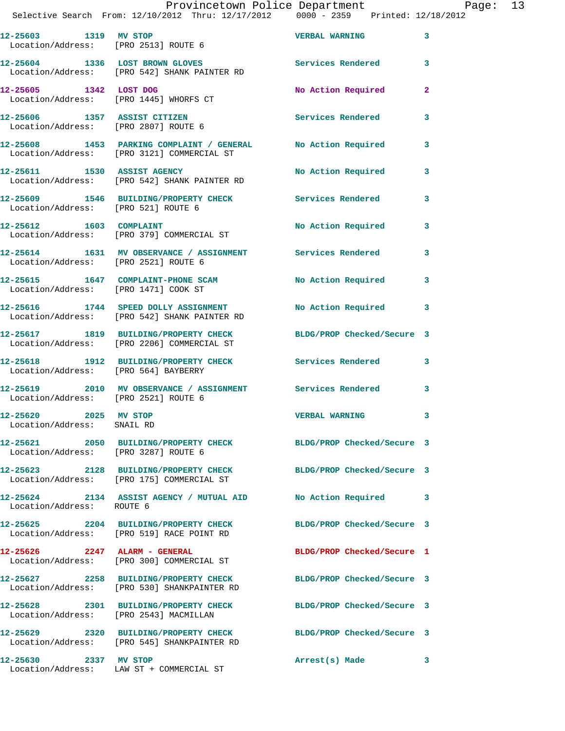| Call No. | Time | Call Reason | Action | Priority |
|---|---|---|---|---|
| 12-25603 | 1319 | MV STOP | VERBAL WARNING | 3 |
| Location/Address: | | [PRO 2513] ROUTE 6 | | |
| 12-25604 | 1336 | LOST BROWN GLOVES | Services Rendered | 3 |
| Location/Address: | | [PRO 542] SHANK PAINTER RD | | |
| 12-25605 | 1342 | LOST DOG | No Action Required | 2 |
| Location/Address: | | [PRO 1445] WHORFS CT | | |
| 12-25606 | 1357 | ASSIST CITIZEN | Services Rendered | 3 |
| Location/Address: | | [PRO 2807] ROUTE 6 | | |
| 12-25608 | 1453 | PARKING COMPLAINT / GENERAL | No Action Required | 3 |
| Location/Address: | | [PRO 3121] COMMERCIAL ST | | |
| 12-25611 | 1530 | ASSIST AGENCY | No Action Required | 3 |
| Location/Address: | | [PRO 542] SHANK PAINTER RD | | |
| 12-25609 | 1546 | BUILDING/PROPERTY CHECK | Services Rendered | 3 |
| Location/Address: | | [PRO 521] ROUTE 6 | | |
| 12-25612 | 1603 | COMPLAINT | No Action Required | 3 |
| Location/Address: | | [PRO 379] COMMERCIAL ST | | |
| 12-25614 | 1631 | MV OBSERVANCE / ASSIGNMENT | Services Rendered | 3 |
| Location/Address: | | [PRO 2521] ROUTE 6 | | |
| 12-25615 | 1647 | COMPLAINT-PHONE SCAM | No Action Required | 3 |
| Location/Address: | | [PRO 1471] COOK ST | | |
| 12-25616 | 1744 | SPEED DOLLY ASSIGNMENT | No Action Required | 3 |
| Location/Address: | | [PRO 542] SHANK PAINTER RD | | |
| 12-25617 | 1819 | BUILDING/PROPERTY CHECK | BLDG/PROP Checked/Secure | 3 |
| Location/Address: | | [PRO 2206] COMMERCIAL ST | | |
| 12-25618 | 1912 | BUILDING/PROPERTY CHECK | Services Rendered | 3 |
| Location/Address: | | [PRO 564] BAYBERRY | | |
| 12-25619 | 2010 | MV OBSERVANCE / ASSIGNMENT | Services Rendered | 3 |
| Location/Address: | | [PRO 2521] ROUTE 6 | | |
| 12-25620 | 2025 | MV STOP | VERBAL WARNING | 3 |
| Location/Address: | | SNAIL RD | | |
| 12-25621 | 2050 | BUILDING/PROPERTY CHECK | BLDG/PROP Checked/Secure | 3 |
| Location/Address: | | [PRO 3287] ROUTE 6 | | |
| 12-25623 | 2128 | BUILDING/PROPERTY CHECK | BLDG/PROP Checked/Secure | 3 |
| Location/Address: | | [PRO 175] COMMERCIAL ST | | |
| 12-25624 | 2134 | ASSIST AGENCY / MUTUAL AID | No Action Required | 3 |
| Location/Address: | | ROUTE 6 | | |
| 12-25625 | 2204 | BUILDING/PROPERTY CHECK | BLDG/PROP Checked/Secure | 3 |
| Location/Address: | | [PRO 519] RACE POINT RD | | |
| 12-25626 | 2247 | ALARM - GENERAL | BLDG/PROP Checked/Secure | 1 |
| Location/Address: | | [PRO 300] COMMERCIAL ST | | |
| 12-25627 | 2258 | BUILDING/PROPERTY CHECK | BLDG/PROP Checked/Secure | 3 |
| Location/Address: | | [PRO 530] SHANKPAINTER RD | | |
| 12-25628 | 2301 | BUILDING/PROPERTY CHECK | BLDG/PROP Checked/Secure | 3 |
| Location/Address: | | [PRO 2543] MACMILLAN | | |
| 12-25629 | 2320 | BUILDING/PROPERTY CHECK | BLDG/PROP Checked/Secure | 3 |
| Location/Address: | | [PRO 545] SHANKPAINTER RD | | |
| 12-25630 | 2337 | MV STOP | Arrest(s) Made | 3 |
| Location/Address: | | LAW ST + COMMERCIAL ST | | |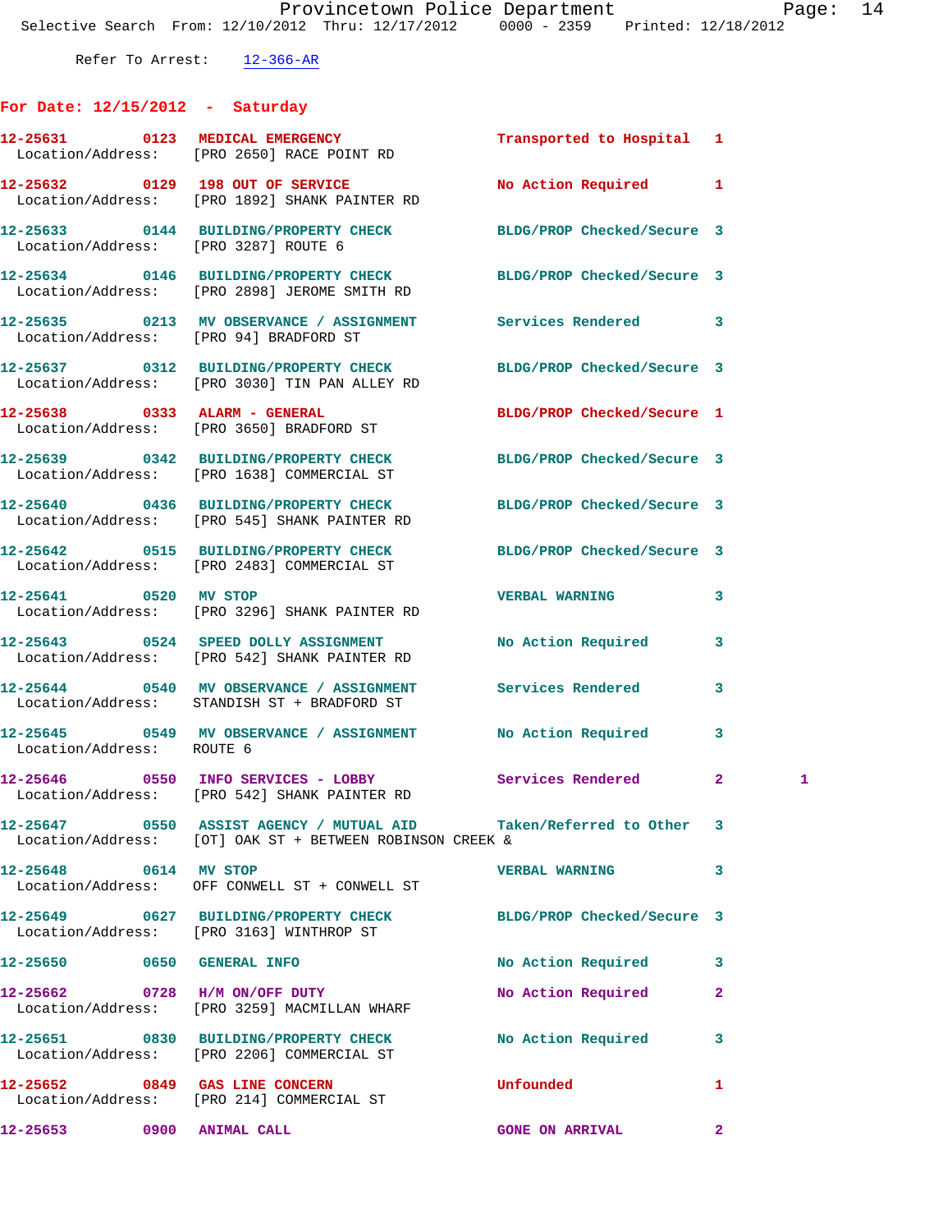Refer To Arrest: 12-366-AR

## For Date: 12/15/2012 - Saturday

| Call # | Time | Call Type | Disposition | Priority | |
|---|---|---|---|---|---|
| 12-25631 | 0123 | MEDICAL EMERGENCY | Transported to Hospital | 1 | |
| | | Location/Address: [PRO 2650] RACE POINT RD | | | |
| 12-25632 | 0129 | 198 OUT OF SERVICE | No Action Required | 1 | |
| | | Location/Address: [PRO 1892] SHANK PAINTER RD | | | |
| 12-25633 | 0144 | BUILDING/PROPERTY CHECK | BLDG/PROP Checked/Secure | 3 | |
| | | Location/Address: [PRO 3287] ROUTE 6 | | | |
| 12-25634 | 0146 | BUILDING/PROPERTY CHECK | BLDG/PROP Checked/Secure | 3 | |
| | | Location/Address: [PRO 2898] JEROME SMITH RD | | | |
| 12-25635 | 0213 | MV OBSERVANCE / ASSIGNMENT | Services Rendered | 3 | |
| | | Location/Address: [PRO 94] BRADFORD ST | | | |
| 12-25637 | 0312 | BUILDING/PROPERTY CHECK | BLDG/PROP Checked/Secure | 3 | |
| | | Location/Address: [PRO 3030] TIN PAN ALLEY RD | | | |
| 12-25638 | 0333 | ALARM - GENERAL | BLDG/PROP Checked/Secure | 1 | |
| | | Location/Address: [PRO 3650] BRADFORD ST | | | |
| 12-25639 | 0342 | BUILDING/PROPERTY CHECK | BLDG/PROP Checked/Secure | 3 | |
| | | Location/Address: [PRO 1638] COMMERCIAL ST | | | |
| 12-25640 | 0436 | BUILDING/PROPERTY CHECK | BLDG/PROP Checked/Secure | 3 | |
| | | Location/Address: [PRO 545] SHANK PAINTER RD | | | |
| 12-25642 | 0515 | BUILDING/PROPERTY CHECK | BLDG/PROP Checked/Secure | 3 | |
| | | Location/Address: [PRO 2483] COMMERCIAL ST | | | |
| 12-25641 | 0520 | MV STOP | VERBAL WARNING | 3 | |
| | | Location/Address: [PRO 3296] SHANK PAINTER RD | | | |
| 12-25643 | 0524 | SPEED DOLLY ASSIGNMENT | No Action Required | 3 | |
| | | Location/Address: [PRO 542] SHANK PAINTER RD | | | |
| 12-25644 | 0540 | MV OBSERVANCE / ASSIGNMENT | Services Rendered | 3 | |
| | | Location/Address: STANDISH ST + BRADFORD ST | | | |
| 12-25645 | 0549 | MV OBSERVANCE / ASSIGNMENT | No Action Required | 3 | |
| | | Location/Address: ROUTE 6 | | | |
| 12-25646 | 0550 | INFO SERVICES - LOBBY | Services Rendered | 2 | 1 |
| | | Location/Address: [PRO 542] SHANK PAINTER RD | | | |
| 12-25647 | 0550 | ASSIST AGENCY / MUTUAL AID | Taken/Referred to Other | 3 | |
| | | Location/Address: [OT] OAK ST + BETWEEN ROBINSON CREEK & | | | |
| 12-25648 | 0614 | MV STOP | VERBAL WARNING | 3 | |
| | | Location/Address: OFF CONWELL ST + CONWELL ST | | | |
| 12-25649 | 0627 | BUILDING/PROPERTY CHECK | BLDG/PROP Checked/Secure | 3 | |
| | | Location/Address: [PRO 3163] WINTHROP ST | | | |
| 12-25650 | 0650 | GENERAL INFO | No Action Required | 3 | |
| 12-25662 | 0728 | H/M ON/OFF DUTY | No Action Required | 2 | |
| | | Location/Address: [PRO 3259] MACMILLAN WHARF | | | |
| 12-25651 | 0830 | BUILDING/PROPERTY CHECK | No Action Required | 3 | |
| | | Location/Address: [PRO 2206] COMMERCIAL ST | | | |
| 12-25652 | 0849 | GAS LINE CONCERN | Unfounded | 1 | |
| | | Location/Address: [PRO 214] COMMERCIAL ST | | | |
| 12-25653 | 0900 | ANIMAL CALL | GONE ON ARRIVAL | 2 | |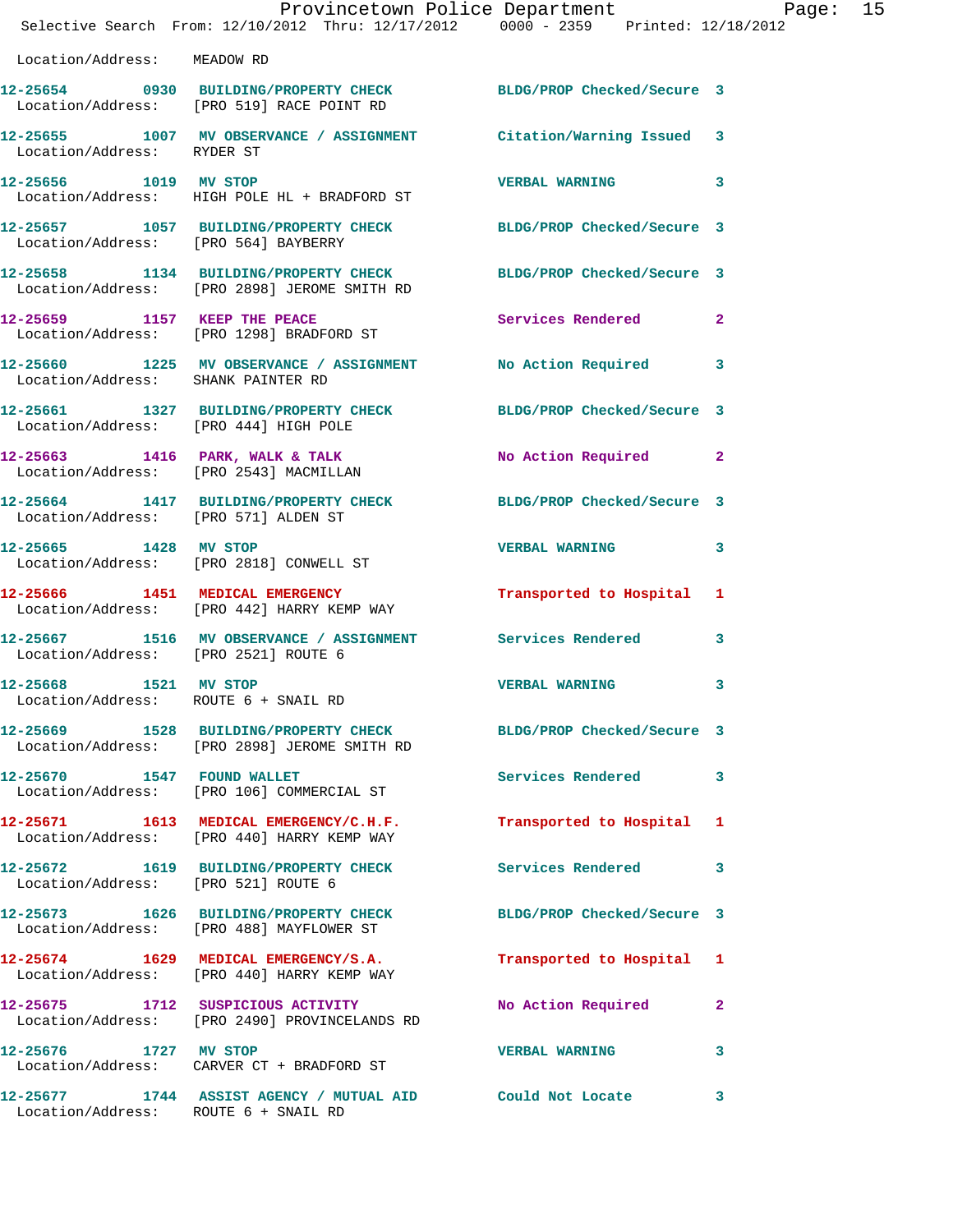Location/Address: MEADOW RD

| Call # | Time | Call Type | Disposition | Priority |
|---|---|---|---|---|
| 12-25654 | 0930 | BUILDING/PROPERTY CHECK | BLDG/PROP Checked/Secure | 3 |
| Location/Address: | | [PRO 519] RACE POINT RD | | |
| 12-25655 | 1007 | MV OBSERVANCE / ASSIGNMENT | Citation/Warning Issued | 3 |
| Location/Address: | | RYDER ST | | |
| 12-25656 | 1019 | MV STOP | VERBAL WARNING | 3 |
| Location/Address: | | HIGH POLE HL + BRADFORD ST | | |
| 12-25657 | 1057 | BUILDING/PROPERTY CHECK | BLDG/PROP Checked/Secure | 3 |
| Location/Address: | | [PRO 564] BAYBERRY | | |
| 12-25658 | 1134 | BUILDING/PROPERTY CHECK | BLDG/PROP Checked/Secure | 3 |
| Location/Address: | | [PRO 2898] JEROME SMITH RD | | |
| 12-25659 | 1157 | KEEP THE PEACE | Services Rendered | 2 |
| Location/Address: | | [PRO 1298] BRADFORD ST | | |
| 12-25660 | 1225 | MV OBSERVANCE / ASSIGNMENT | No Action Required | 3 |
| Location/Address: | | SHANK PAINTER RD | | |
| 12-25661 | 1327 | BUILDING/PROPERTY CHECK | BLDG/PROP Checked/Secure | 3 |
| Location/Address: | | [PRO 444] HIGH POLE | | |
| 12-25663 | 1416 | PARK, WALK & TALK | No Action Required | 2 |
| Location/Address: | | [PRO 2543] MACMILLAN | | |
| 12-25664 | 1417 | BUILDING/PROPERTY CHECK | BLDG/PROP Checked/Secure | 3 |
| Location/Address: | | [PRO 571] ALDEN ST | | |
| 12-25665 | 1428 | MV STOP | VERBAL WARNING | 3 |
| Location/Address: | | [PRO 2818] CONWELL ST | | |
| 12-25666 | 1451 | MEDICAL EMERGENCY | Transported to Hospital | 1 |
| Location/Address: | | [PRO 442] HARRY KEMP WAY | | |
| 12-25667 | 1516 | MV OBSERVANCE / ASSIGNMENT | Services Rendered | 3 |
| Location/Address: | | [PRO 2521] ROUTE 6 | | |
| 12-25668 | 1521 | MV STOP | VERBAL WARNING | 3 |
| Location/Address: | | ROUTE 6 + SNAIL RD | | |
| 12-25669 | 1528 | BUILDING/PROPERTY CHECK | BLDG/PROP Checked/Secure | 3 |
| Location/Address: | | [PRO 2898] JEROME SMITH RD | | |
| 12-25670 | 1547 | FOUND WALLET | Services Rendered | 3 |
| Location/Address: | | [PRO 106] COMMERCIAL ST | | |
| 12-25671 | 1613 | MEDICAL EMERGENCY/C.H.F. | Transported to Hospital | 1 |
| Location/Address: | | [PRO 440] HARRY KEMP WAY | | |
| 12-25672 | 1619 | BUILDING/PROPERTY CHECK | Services Rendered | 3 |
| Location/Address: | | [PRO 521] ROUTE 6 | | |
| 12-25673 | 1626 | BUILDING/PROPERTY CHECK | BLDG/PROP Checked/Secure | 3 |
| Location/Address: | | [PRO 488] MAYFLOWER ST | | |
| 12-25674 | 1629 | MEDICAL EMERGENCY/S.A. | Transported to Hospital | 1 |
| Location/Address: | | [PRO 440] HARRY KEMP WAY | | |
| 12-25675 | 1712 | SUSPICIOUS ACTIVITY | No Action Required | 2 |
| Location/Address: | | [PRO 2490] PROVINCELANDS RD | | |
| 12-25676 | 1727 | MV STOP | VERBAL WARNING | 3 |
| Location/Address: | | CARVER CT + BRADFORD ST | | |
| 12-25677 | 1744 | ASSIST AGENCY / MUTUAL AID | Could Not Locate | 3 |
| Location/Address: | | ROUTE 6 + SNAIL RD | | |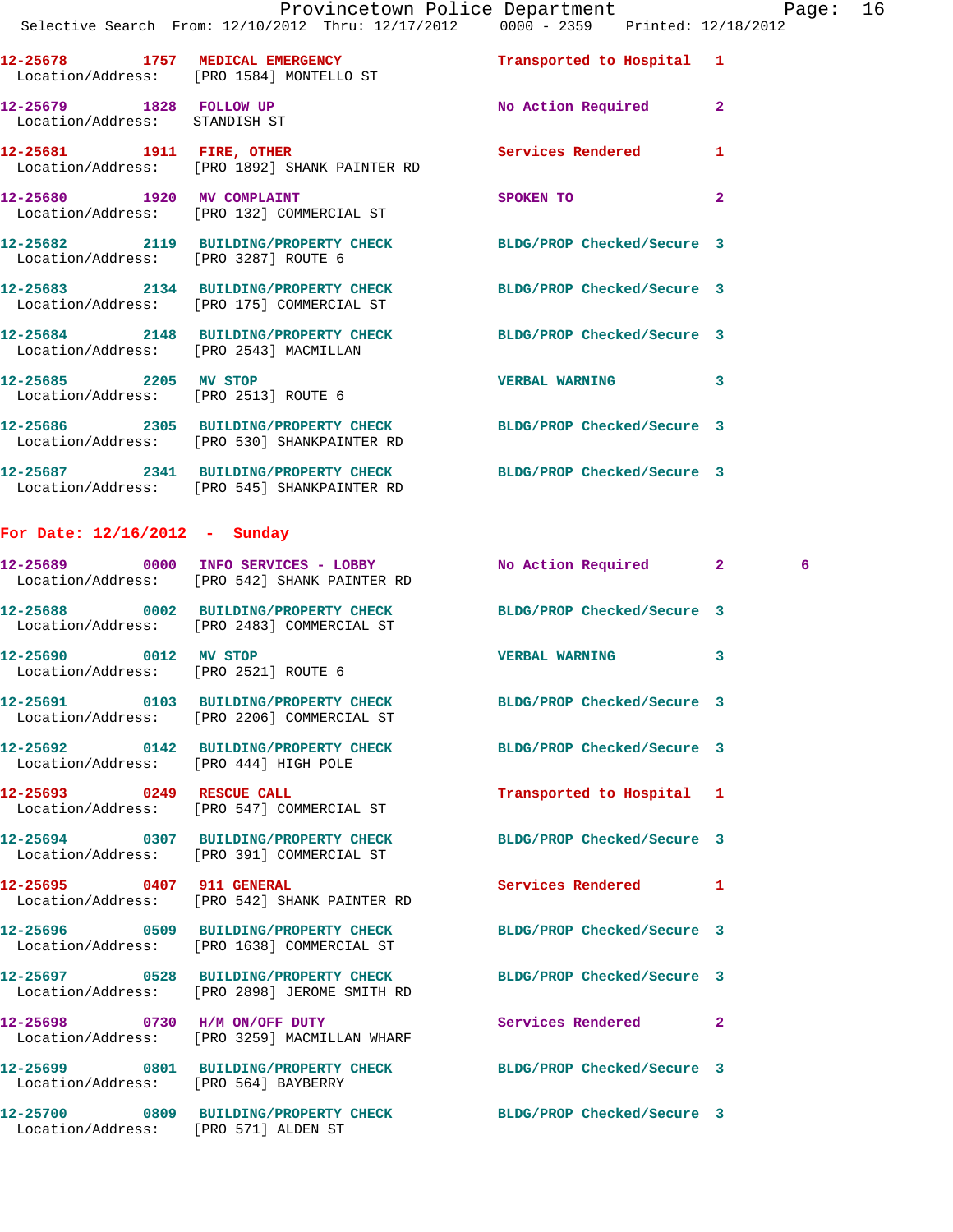12-25678 1757 MEDICAL EMERGENCY Transported to Hospital 1
Location/Address: [PRO 1584] MONTELLO ST

12-25679 1828 FOLLOW UP No Action Required 2
Location/Address: STANDISH ST

12-25681 1911 FIRE, OTHER Services Rendered 1
Location/Address: [PRO 1892] SHANK PAINTER RD

12-25680 1920 MV COMPLAINT SPOKEN TO 2
Location/Address: [PRO 132] COMMERCIAL ST

12-25682 2119 BUILDING/PROPERTY CHECK BLDG/PROP Checked/Secure 3
Location/Address: [PRO 3287] ROUTE 6

12-25683 2134 BUILDING/PROPERTY CHECK BLDG/PROP Checked/Secure 3
Location/Address: [PRO 175] COMMERCIAL ST

12-25684 2148 BUILDING/PROPERTY CHECK BLDG/PROP Checked/Secure 3
Location/Address: [PRO 2543] MACMILLAN

12-25685 2205 MV STOP VERBAL WARNING 3
Location/Address: [PRO 2513] ROUTE 6

12-25686 2305 BUILDING/PROPERTY CHECK BLDG/PROP Checked/Secure 3
Location/Address: [PRO 530] SHANKPAINTER RD

12-25687 2341 BUILDING/PROPERTY CHECK BLDG/PROP Checked/Secure 3
Location/Address: [PRO 545] SHANKPAINTER RD

## For Date: 12/16/2012 - Sunday

12-25689 0000 INFO SERVICES - LOBBY No Action Required 2 6
Location/Address: [PRO 542] SHANK PAINTER RD

12-25688 0002 BUILDING/PROPERTY CHECK BLDG/PROP Checked/Secure 3
Location/Address: [PRO 2483] COMMERCIAL ST

12-25690 0012 MV STOP VERBAL WARNING 3
Location/Address: [PRO 2521] ROUTE 6

12-25691 0103 BUILDING/PROPERTY CHECK BLDG/PROP Checked/Secure 3
Location/Address: [PRO 2206] COMMERCIAL ST

12-25692 0142 BUILDING/PROPERTY CHECK BLDG/PROP Checked/Secure 3
Location/Address: [PRO 444] HIGH POLE

12-25693 0249 RESCUE CALL Transported to Hospital 1
Location/Address: [PRO 547] COMMERCIAL ST

12-25694 0307 BUILDING/PROPERTY CHECK BLDG/PROP Checked/Secure 3
Location/Address: [PRO 391] COMMERCIAL ST

12-25695 0407 911 GENERAL Services Rendered 1
Location/Address: [PRO 542] SHANK PAINTER RD

12-25696 0509 BUILDING/PROPERTY CHECK BLDG/PROP Checked/Secure 3
Location/Address: [PRO 1638] COMMERCIAL ST

12-25697 0528 BUILDING/PROPERTY CHECK BLDG/PROP Checked/Secure 3
Location/Address: [PRO 2898] JEROME SMITH RD

12-25698 0730 H/M ON/OFF DUTY Services Rendered 2
Location/Address: [PRO 3259] MACMILLAN WHARF

12-25699 0801 BUILDING/PROPERTY CHECK BLDG/PROP Checked/Secure 3
Location/Address: [PRO 564] BAYBERRY

12-25700 0809 BUILDING/PROPERTY CHECK BLDG/PROP Checked/Secure 3
Location/Address: [PRO 571] ALDEN ST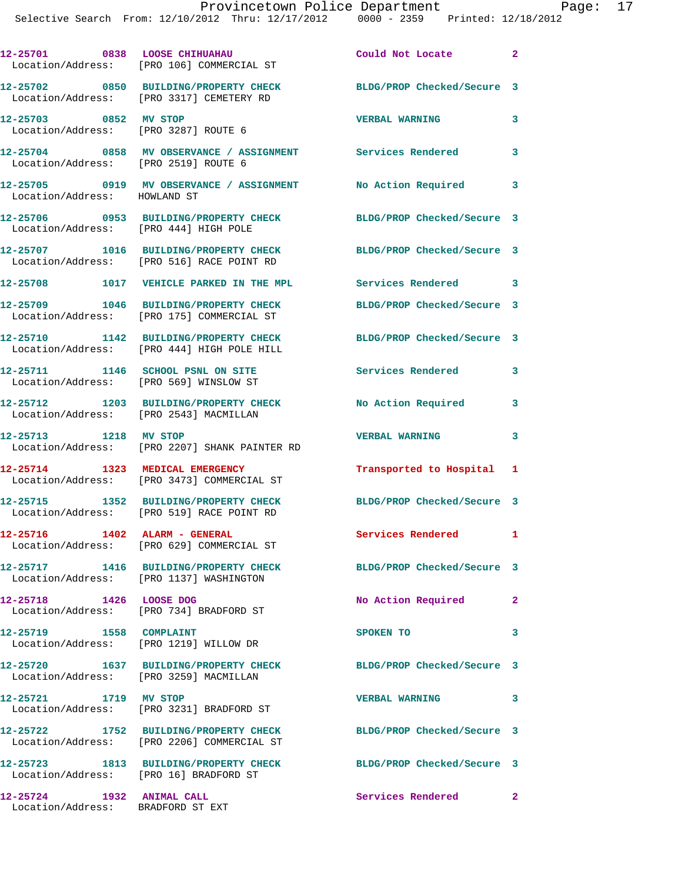| Call Number | Time | Call Reason | Action | Priority |
|---|---|---|---|---|
| 12-25701 | 0838 | LOOSE CHIHUAHUA | Could Not Locate | 2 |
| Location/Address: | | [PRO 106] COMMERCIAL ST | | |
| 12-25702 | 0850 | BUILDING/PROPERTY CHECK | BLDG/PROP Checked/Secure | 3 |
| Location/Address: | | [PRO 3317] CEMETERY RD | | |
| 12-25703 | 0852 | MV STOP | VERBAL WARNING | 3 |
| Location/Address: | | [PRO 3287] ROUTE 6 | | |
| 12-25704 | 0858 | MV OBSERVANCE / ASSIGNMENT | Services Rendered | 3 |
| Location/Address: | | [PRO 2519] ROUTE 6 | | |
| 12-25705 | 0919 | MV OBSERVANCE / ASSIGNMENT | No Action Required | 3 |
| Location/Address: | | HOWLAND ST | | |
| 12-25706 | 0953 | BUILDING/PROPERTY CHECK | BLDG/PROP Checked/Secure | 3 |
| Location/Address: | | [PRO 444] HIGH POLE | | |
| 12-25707 | 1016 | BUILDING/PROPERTY CHECK | BLDG/PROP Checked/Secure | 3 |
| Location/Address: | | [PRO 516] RACE POINT RD | | |
| 12-25708 | 1017 | VEHICLE PARKED IN THE MPL | Services Rendered | 3 |
| 12-25709 | 1046 | BUILDING/PROPERTY CHECK | BLDG/PROP Checked/Secure | 3 |
| Location/Address: | | [PRO 175] COMMERCIAL ST | | |
| 12-25710 | 1142 | BUILDING/PROPERTY CHECK | BLDG/PROP Checked/Secure | 3 |
| Location/Address: | | [PRO 444] HIGH POLE HILL | | |
| 12-25711 | 1146 | SCHOOL PSNL ON SITE | Services Rendered | 3 |
| Location/Address: | | [PRO 569] WINSLOW ST | | |
| 12-25712 | 1203 | BUILDING/PROPERTY CHECK | No Action Required | 3 |
| Location/Address: | | [PRO 2543] MACMILLAN | | |
| 12-25713 | 1218 | MV STOP | VERBAL WARNING | 3 |
| Location/Address: | | [PRO 2207] SHANK PAINTER RD | | |
| 12-25714 | 1323 | MEDICAL EMERGENCY | Transported to Hospital | 1 |
| Location/Address: | | [PRO 3473] COMMERCIAL ST | | |
| 12-25715 | 1352 | BUILDING/PROPERTY CHECK | BLDG/PROP Checked/Secure | 3 |
| Location/Address: | | [PRO 519] RACE POINT RD | | |
| 12-25716 | 1402 | ALARM - GENERAL | Services Rendered | 1 |
| Location/Address: | | [PRO 629] COMMERCIAL ST | | |
| 12-25717 | 1416 | BUILDING/PROPERTY CHECK | BLDG/PROP Checked/Secure | 3 |
| Location/Address: | | [PRO 1137] WASHINGTON | | |
| 12-25718 | 1426 | LOOSE DOG | No Action Required | 2 |
| Location/Address: | | [PRO 734] BRADFORD ST | | |
| 12-25719 | 1558 | COMPLAINT | SPOKEN TO | 3 |
| Location/Address: | | [PRO 1219] WILLOW DR | | |
| 12-25720 | 1637 | BUILDING/PROPERTY CHECK | BLDG/PROP Checked/Secure | 3 |
| Location/Address: | | [PRO 3259] MACMILLAN | | |
| 12-25721 | 1719 | MV STOP | VERBAL WARNING | 3 |
| Location/Address: | | [PRO 3231] BRADFORD ST | | |
| 12-25722 | 1752 | BUILDING/PROPERTY CHECK | BLDG/PROP Checked/Secure | 3 |
| Location/Address: | | [PRO 2206] COMMERCIAL ST | | |
| 12-25723 | 1813 | BUILDING/PROPERTY CHECK | BLDG/PROP Checked/Secure | 3 |
| Location/Address: | | [PRO 16] BRADFORD ST | | |
| 12-25724 | 1932 | ANIMAL CALL | Services Rendered | 2 |
| Location/Address: | | BRADFORD ST EXT | | |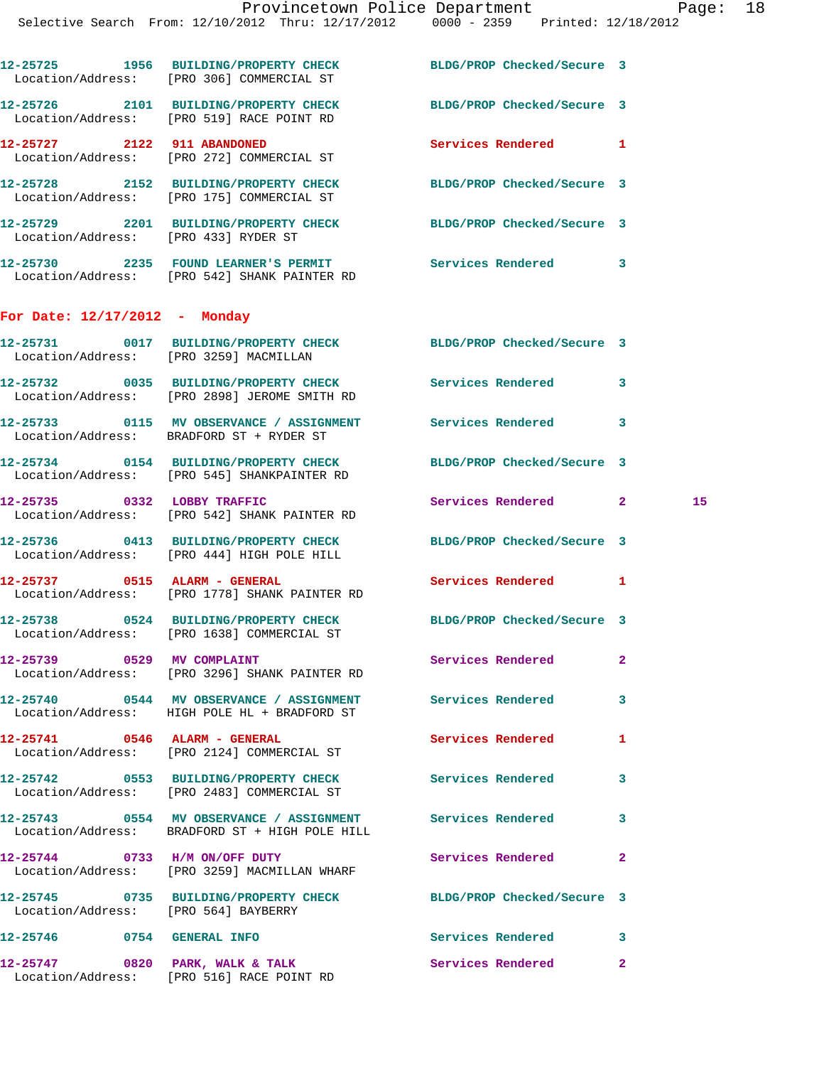12-25725 1956 BUILDING/PROPERTY CHECK BLDG/PROP Checked/Secure 3
Location/Address: [PRO 306] COMMERCIAL ST

12-25726 2101 BUILDING/PROPERTY CHECK BLDG/PROP Checked/Secure 3
Location/Address: [PRO 519] RACE POINT RD

12-25727 2122 911 ABANDONED Services Rendered 1
Location/Address: [PRO 272] COMMERCIAL ST

12-25728 2152 BUILDING/PROPERTY CHECK BLDG/PROP Checked/Secure 3
Location/Address: [PRO 175] COMMERCIAL ST

12-25729 2201 BUILDING/PROPERTY CHECK BLDG/PROP Checked/Secure 3
Location/Address: [PRO 433] RYDER ST

12-25730 2235 FOUND LEARNER'S PERMIT Services Rendered 3
Location/Address: [PRO 542] SHANK PAINTER RD

## For Date: 12/17/2012 - Monday

12-25731 0017 BUILDING/PROPERTY CHECK BLDG/PROP Checked/Secure 3
Location/Address: [PRO 3259] MACMILLAN

12-25732 0035 BUILDING/PROPERTY CHECK Services Rendered 3
Location/Address: [PRO 2898] JEROME SMITH RD

12-25733 0115 MV OBSERVANCE / ASSIGNMENT Services Rendered 3
Location/Address: BRADFORD ST + RYDER ST

12-25734 0154 BUILDING/PROPERTY CHECK BLDG/PROP Checked/Secure 3
Location/Address: [PRO 545] SHANKPAINTER RD

12-25735 0332 LOBBY TRAFFIC Services Rendered 2 15
Location/Address: [PRO 542] SHANK PAINTER RD

12-25736 0413 BUILDING/PROPERTY CHECK BLDG/PROP Checked/Secure 3
Location/Address: [PRO 444] HIGH POLE HILL

12-25737 0515 ALARM - GENERAL Services Rendered 1
Location/Address: [PRO 1778] SHANK PAINTER RD

12-25738 0524 BUILDING/PROPERTY CHECK BLDG/PROP Checked/Secure 3
Location/Address: [PRO 1638] COMMERCIAL ST

12-25739 0529 MV COMPLAINT Services Rendered 2
Location/Address: [PRO 3296] SHANK PAINTER RD

12-25740 0544 MV OBSERVANCE / ASSIGNMENT Services Rendered 3
Location/Address: HIGH POLE HL + BRADFORD ST

12-25741 0546 ALARM - GENERAL Services Rendered 1
Location/Address: [PRO 2124] COMMERCIAL ST

12-25742 0553 BUILDING/PROPERTY CHECK Services Rendered 3
Location/Address: [PRO 2483] COMMERCIAL ST

12-25743 0554 MV OBSERVANCE / ASSIGNMENT Services Rendered 3
Location/Address: BRADFORD ST + HIGH POLE HILL

12-25744 0733 H/M ON/OFF DUTY Services Rendered 2
Location/Address: [PRO 3259] MACMILLAN WHARF

12-25745 0735 BUILDING/PROPERTY CHECK BLDG/PROP Checked/Secure 3
Location/Address: [PRO 564] BAYBERRY

12-25746 0754 GENERAL INFO Services Rendered 3

12-25747 0820 PARK, WALK & TALK Services Rendered 2
Location/Address: [PRO 516] RACE POINT RD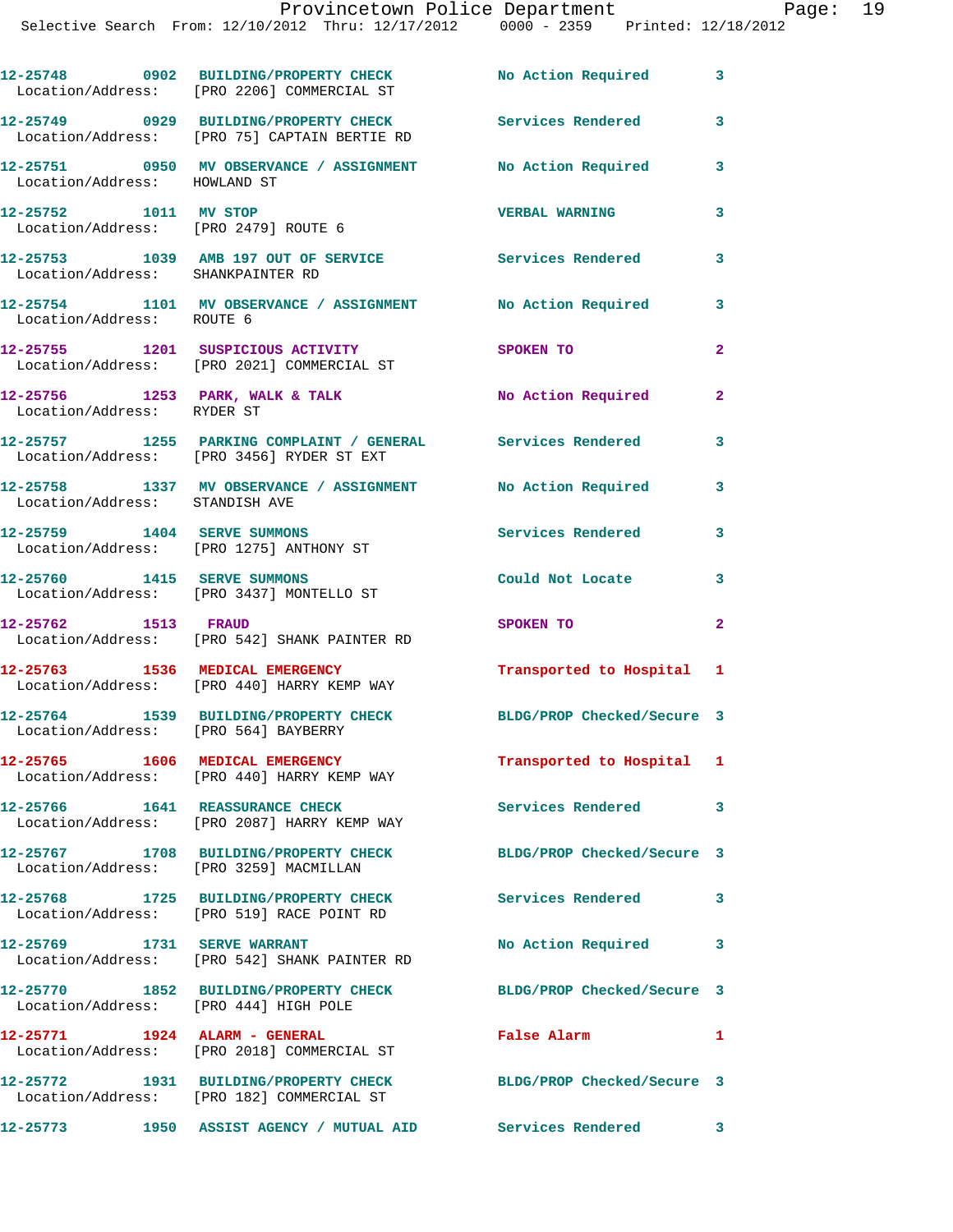12-25748 0902 BUILDING/PROPERTY CHECK No Action Required 3
Location/Address: [PRO 2206] COMMERCIAL ST

12-25749 0929 BUILDING/PROPERTY CHECK Services Rendered 3
Location/Address: [PRO 75] CAPTAIN BERTIE RD

12-25751 0950 MV OBSERVANCE / ASSIGNMENT No Action Required 3
Location/Address: HOWLAND ST

12-25752 1011 MV STOP VERBAL WARNING 3
Location/Address: [PRO 2479] ROUTE 6

12-25753 1039 AMB 197 OUT OF SERVICE Services Rendered 3
Location/Address: SHANKPAINTER RD

12-25754 1101 MV OBSERVANCE / ASSIGNMENT No Action Required 3
Location/Address: ROUTE 6

12-25755 1201 SUSPICIOUS ACTIVITY SPOKEN TO 2
Location/Address: [PRO 2021] COMMERCIAL ST

12-25756 1253 PARK, WALK & TALK No Action Required 2
Location/Address: RYDER ST

12-25757 1255 PARKING COMPLAINT / GENERAL Services Rendered 3
Location/Address: [PRO 3456] RYDER ST EXT

12-25758 1337 MV OBSERVANCE / ASSIGNMENT No Action Required 3
Location/Address: STANDISH AVE

12-25759 1404 SERVE SUMMONS Services Rendered 3
Location/Address: [PRO 1275] ANTHONY ST

12-25760 1415 SERVE SUMMONS Could Not Locate 3
Location/Address: [PRO 3437] MONTELLO ST

12-25762 1513 FRAUD SPOKEN TO 2
Location/Address: [PRO 542] SHANK PAINTER RD

12-25763 1536 MEDICAL EMERGENCY Transported to Hospital 1
Location/Address: [PRO 440] HARRY KEMP WAY

12-25764 1539 BUILDING/PROPERTY CHECK BLDG/PROP Checked/Secure 3
Location/Address: [PRO 564] BAYBERRY

12-25765 1606 MEDICAL EMERGENCY Transported to Hospital 1
Location/Address: [PRO 440] HARRY KEMP WAY

12-25766 1641 REASSURANCE CHECK Services Rendered 3
Location/Address: [PRO 2087] HARRY KEMP WAY

12-25767 1708 BUILDING/PROPERTY CHECK BLDG/PROP Checked/Secure 3
Location/Address: [PRO 3259] MACMILLAN

12-25768 1725 BUILDING/PROPERTY CHECK Services Rendered 3
Location/Address: [PRO 519] RACE POINT RD

12-25769 1731 SERVE WARRANT No Action Required 3
Location/Address: [PRO 542] SHANK PAINTER RD

12-25770 1852 BUILDING/PROPERTY CHECK BLDG/PROP Checked/Secure 3
Location/Address: [PRO 444] HIGH POLE

12-25771 1924 ALARM - GENERAL False Alarm 1
Location/Address: [PRO 2018] COMMERCIAL ST

12-25772 1931 BUILDING/PROPERTY CHECK BLDG/PROP Checked/Secure 3
Location/Address: [PRO 182] COMMERCIAL ST

12-25773 1950 ASSIST AGENCY / MUTUAL AID Services Rendered 3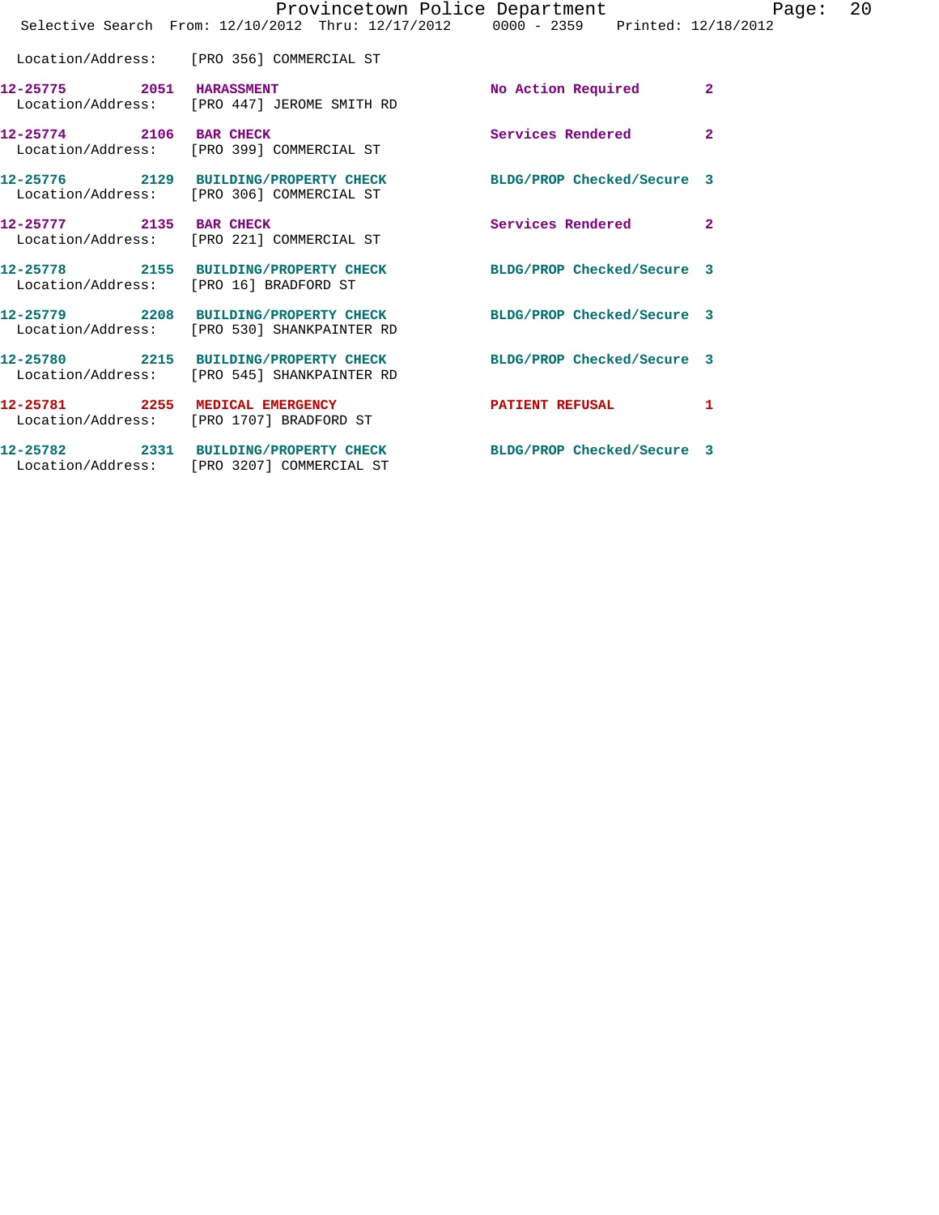Location/Address: [PRO 356] COMMERCIAL ST

| | | | | |
|---|---|---|---|---|
| 12-25775 | 2051 | HARASSMENT | No Action Required | 2 |
| Location/Address: | [PRO 447] JEROME SMITH RD | | | |
| 12-25774 | 2106 | BAR CHECK | Services Rendered | 2 |
| Location/Address: | [PRO 399] COMMERCIAL ST | | | |
| 12-25776 | 2129 | BUILDING/PROPERTY CHECK | BLDG/PROP Checked/Secure | 3 |
| Location/Address: | [PRO 306] COMMERCIAL ST | | | |
| 12-25777 | 2135 | BAR CHECK | Services Rendered | 2 |
| Location/Address: | [PRO 221] COMMERCIAL ST | | | |
| 12-25778 | 2155 | BUILDING/PROPERTY CHECK | BLDG/PROP Checked/Secure | 3 |
| Location/Address: | [PRO 16] BRADFORD ST | | | |
| 12-25779 | 2208 | BUILDING/PROPERTY CHECK | BLDG/PROP Checked/Secure | 3 |
| Location/Address: | [PRO 530] SHANKPAINTER RD | | | |
| 12-25780 | 2215 | BUILDING/PROPERTY CHECK | BLDG/PROP Checked/Secure | 3 |
| Location/Address: | [PRO 545] SHANKPAINTER RD | | | |
| 12-25781 | 2255 | MEDICAL EMERGENCY | PATIENT REFUSAL | 1 |
| Location/Address: | [PRO 1707] BRADFORD ST | | | |
| 12-25782 | 2331 | BUILDING/PROPERTY CHECK | BLDG/PROP Checked/Secure | 3 |
| Location/Address: | [PRO 3207] COMMERCIAL ST | | | |